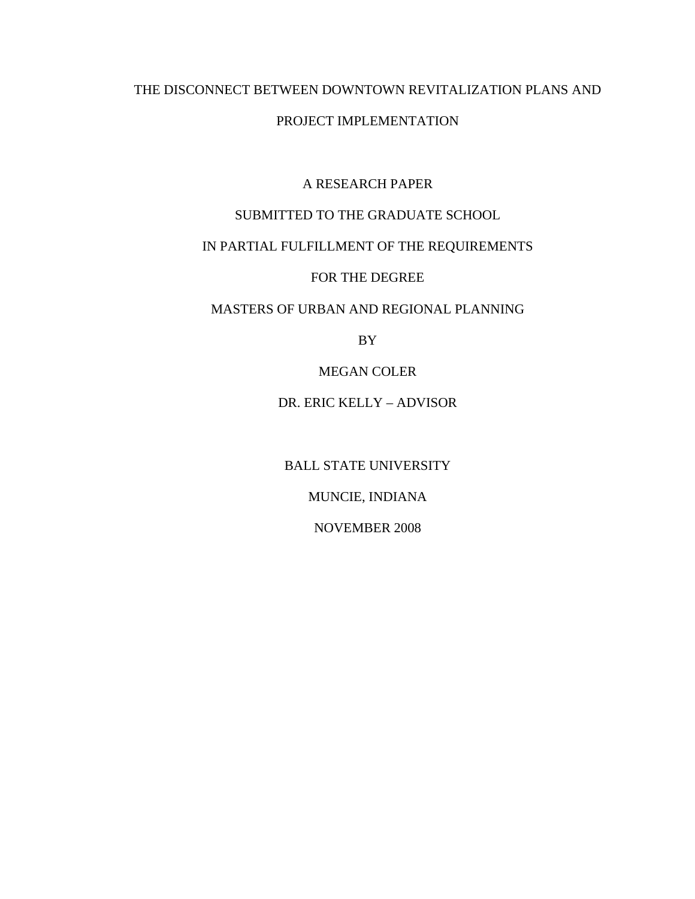# THE DISCONNECT BETWEEN DOWNTOWN REVITALIZATION PLANS AND PROJECT IMPLEMENTATION

A RESEARCH PAPER

SUBMITTED TO THE GRADUATE SCHOOL

IN PARTIAL FULFILLMENT OF THE REQUIREMENTS

FOR THE DEGREE

MASTERS OF URBAN AND REGIONAL PLANNING

BY

MEGAN COLER

DR. ERIC KELLY – ADVISOR

BALL STATE UNIVERSITY

MUNCIE, INDIANA

NOVEMBER 2008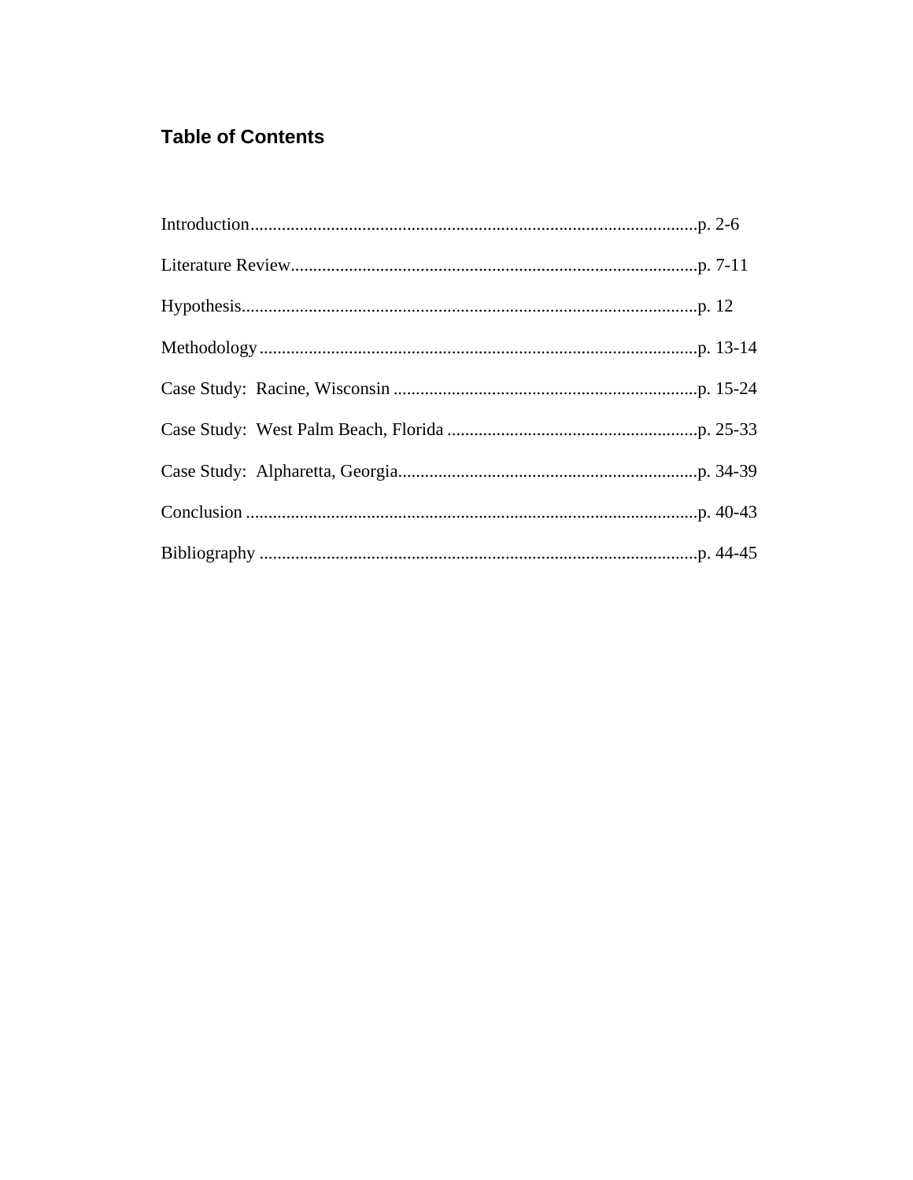## Table of Contents

Introduction....................................................................................................p. 2-6

Literature Review...........................................................................................p. 7-11

Hypothesis......................................................................................................p. 12

Methodology..................................................................................................p. 13-14

Case Study: Racine, Wisconsin ....................................................................p. 15-24

Case Study: West Palm Beach, Florida ........................................................p. 25-33

Case Study: Alpharetta, Georgia...................................................................p. 34-39

Conclusion .....................................................................................................p. 40-43

Bibliography ..................................................................................................p. 44-45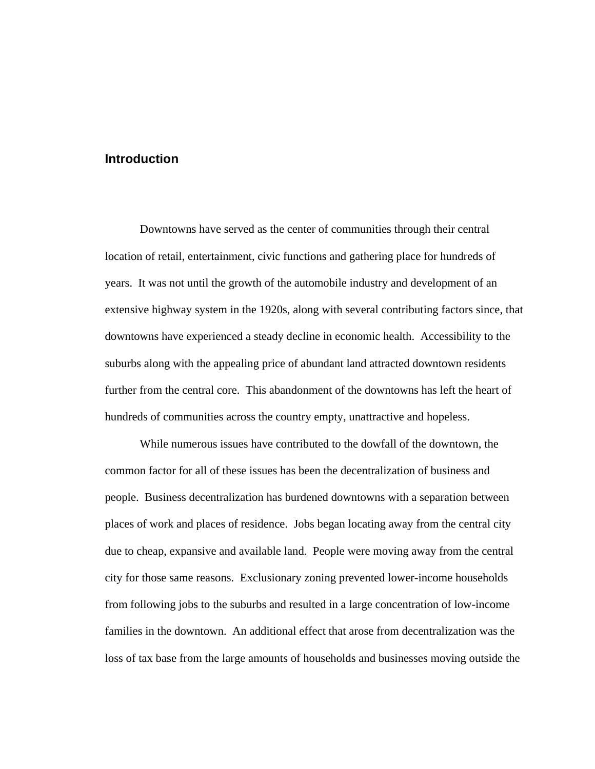## Introduction

Downtowns have served as the center of communities through their central location of retail, entertainment, civic functions and gathering place for hundreds of years. It was not until the growth of the automobile industry and development of an extensive highway system in the 1920s, along with several contributing factors since, that downtowns have experienced a steady decline in economic health. Accessibility to the suburbs along with the appealing price of abundant land attracted downtown residents further from the central core. This abandonment of the downtowns has left the heart of hundreds of communities across the country empty, unattractive and hopeless.

While numerous issues have contributed to the dowfall of the downtown, the common factor for all of these issues has been the decentralization of business and people. Business decentralization has burdened downtowns with a separation between places of work and places of residence. Jobs began locating away from the central city due to cheap, expansive and available land. People were moving away from the central city for those same reasons. Exclusionary zoning prevented lower-income households from following jobs to the suburbs and resulted in a large concentration of low-income families in the downtown. An additional effect that arose from decentralization was the loss of tax base from the large amounts of households and businesses moving outside the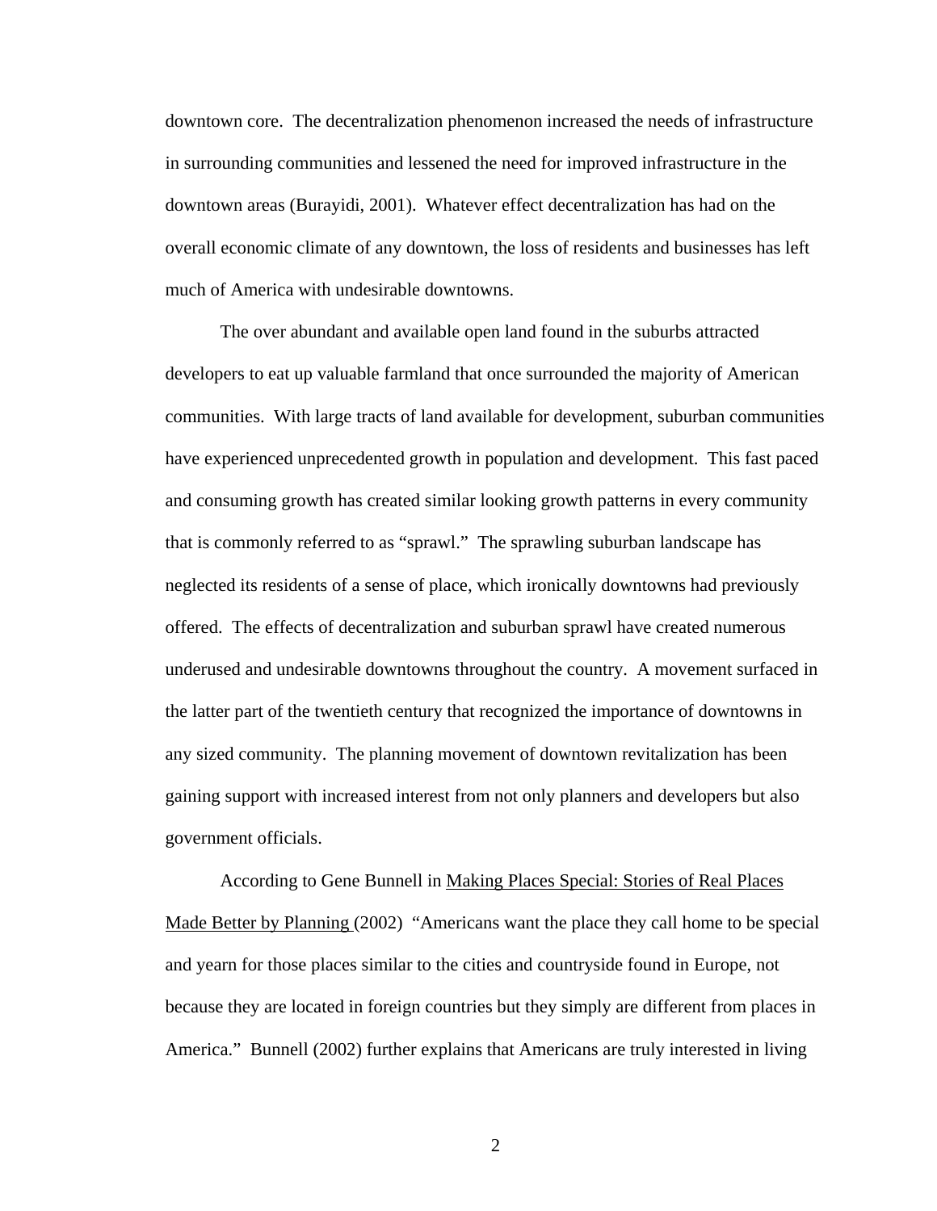downtown core. The decentralization phenomenon increased the needs of infrastructure in surrounding communities and lessened the need for improved infrastructure in the downtown areas (Burayidi, 2001). Whatever effect decentralization has had on the overall economic climate of any downtown, the loss of residents and businesses has left much of America with undesirable downtowns.

The over abundant and available open land found in the suburbs attracted developers to eat up valuable farmland that once surrounded the majority of American communities. With large tracts of land available for development, suburban communities have experienced unprecedented growth in population and development. This fast paced and consuming growth has created similar looking growth patterns in every community that is commonly referred to as "sprawl." The sprawling suburban landscape has neglected its residents of a sense of place, which ironically downtowns had previously offered. The effects of decentralization and suburban sprawl have created numerous underused and undesirable downtowns throughout the country. A movement surfaced in the latter part of the twentieth century that recognized the importance of downtowns in any sized community. The planning movement of downtown revitalization has been gaining support with increased interest from not only planners and developers but also government officials.

According to Gene Bunnell in <u>Making Places Special: Stories of Real Places Made Better by Planning</u> (2002) "Americans want the place they call home to be special and yearn for those places similar to the cities and countryside found in Europe, not because they are located in foreign countries but they simply are different from places in America." Bunnell (2002) further explains that Americans are truly interested in living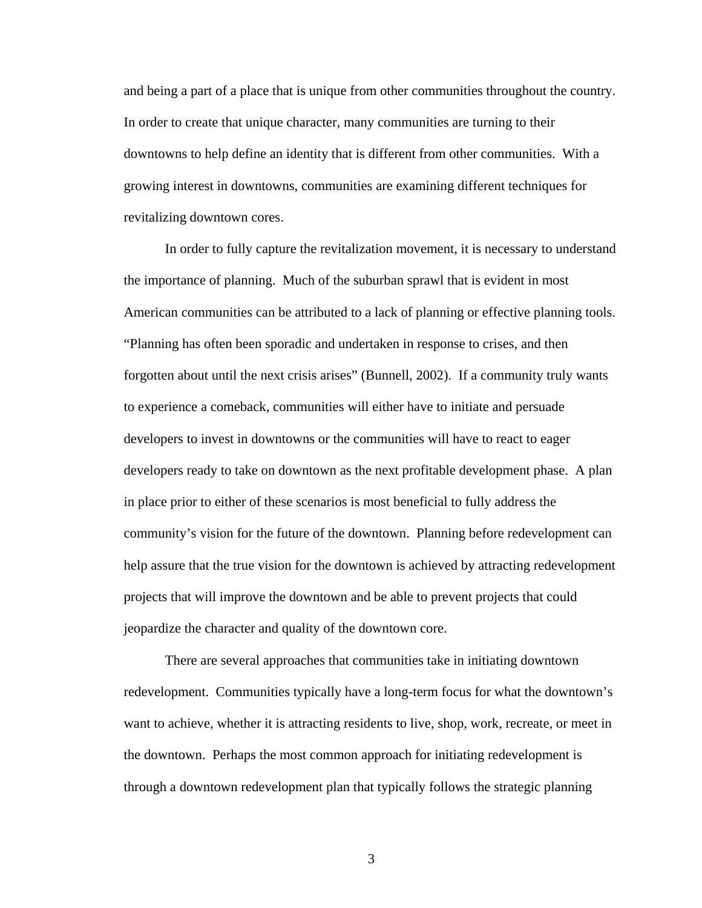and being a part of a place that is unique from other communities throughout the country. In order to create that unique character, many communities are turning to their downtowns to help define an identity that is different from other communities. With a growing interest in downtowns, communities are examining different techniques for revitalizing downtown cores.

In order to fully capture the revitalization movement, it is necessary to understand the importance of planning. Much of the suburban sprawl that is evident in most American communities can be attributed to a lack of planning or effective planning tools. "Planning has often been sporadic and undertaken in response to crises, and then forgotten about until the next crisis arises" (Bunnell, 2002). If a community truly wants to experience a comeback, communities will either have to initiate and persuade developers to invest in downtowns or the communities will have to react to eager developers ready to take on downtown as the next profitable development phase. A plan in place prior to either of these scenarios is most beneficial to fully address the community's vision for the future of the downtown. Planning before redevelopment can help assure that the true vision for the downtown is achieved by attracting redevelopment projects that will improve the downtown and be able to prevent projects that could jeopardize the character and quality of the downtown core.

There are several approaches that communities take in initiating downtown redevelopment. Communities typically have a long-term focus for what the downtown's want to achieve, whether it is attracting residents to live, shop, work, recreate, or meet in the downtown. Perhaps the most common approach for initiating redevelopment is through a downtown redevelopment plan that typically follows the strategic planning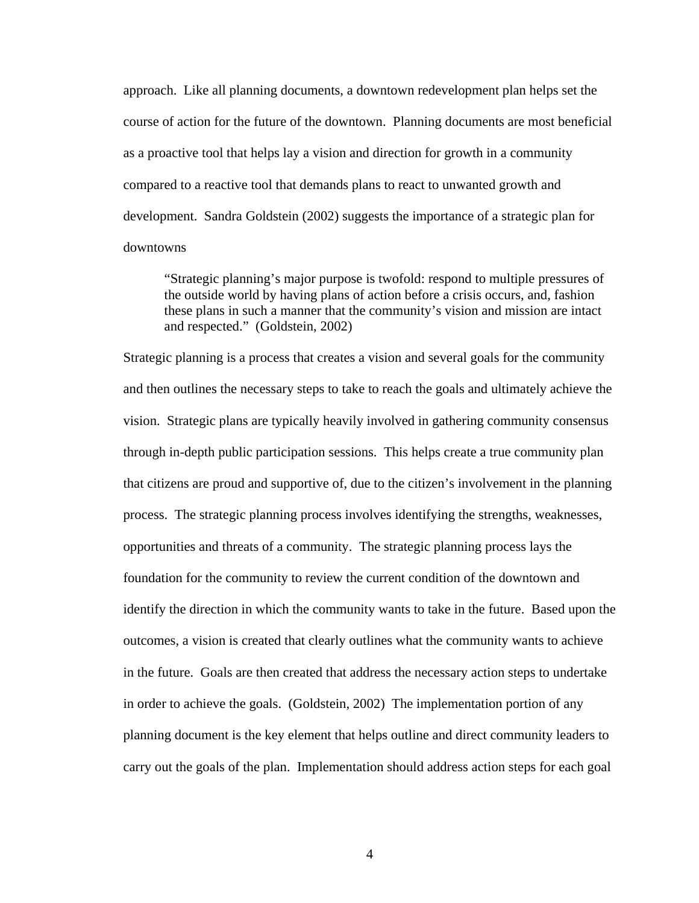approach. Like all planning documents, a downtown redevelopment plan helps set the course of action for the future of the downtown. Planning documents are most beneficial as a proactive tool that helps lay a vision and direction for growth in a community compared to a reactive tool that demands plans to react to unwanted growth and development. Sandra Goldstein (2002) suggests the importance of a strategic plan for downtowns

> "Strategic planning's major purpose is twofold: respond to multiple pressures of the outside world by having plans of action before a crisis occurs, and, fashion these plans in such a manner that the community's vision and mission are intact and respected." (Goldstein, 2002)

Strategic planning is a process that creates a vision and several goals for the community and then outlines the necessary steps to take to reach the goals and ultimately achieve the vision. Strategic plans are typically heavily involved in gathering community consensus through in-depth public participation sessions. This helps create a true community plan that citizens are proud and supportive of, due to the citizen's involvement in the planning process. The strategic planning process involves identifying the strengths, weaknesses, opportunities and threats of a community. The strategic planning process lays the foundation for the community to review the current condition of the downtown and identify the direction in which the community wants to take in the future. Based upon the outcomes, a vision is created that clearly outlines what the community wants to achieve in the future. Goals are then created that address the necessary action steps to undertake in order to achieve the goals. (Goldstein, 2002) The implementation portion of any planning document is the key element that helps outline and direct community leaders to carry out the goals of the plan. Implementation should address action steps for each goal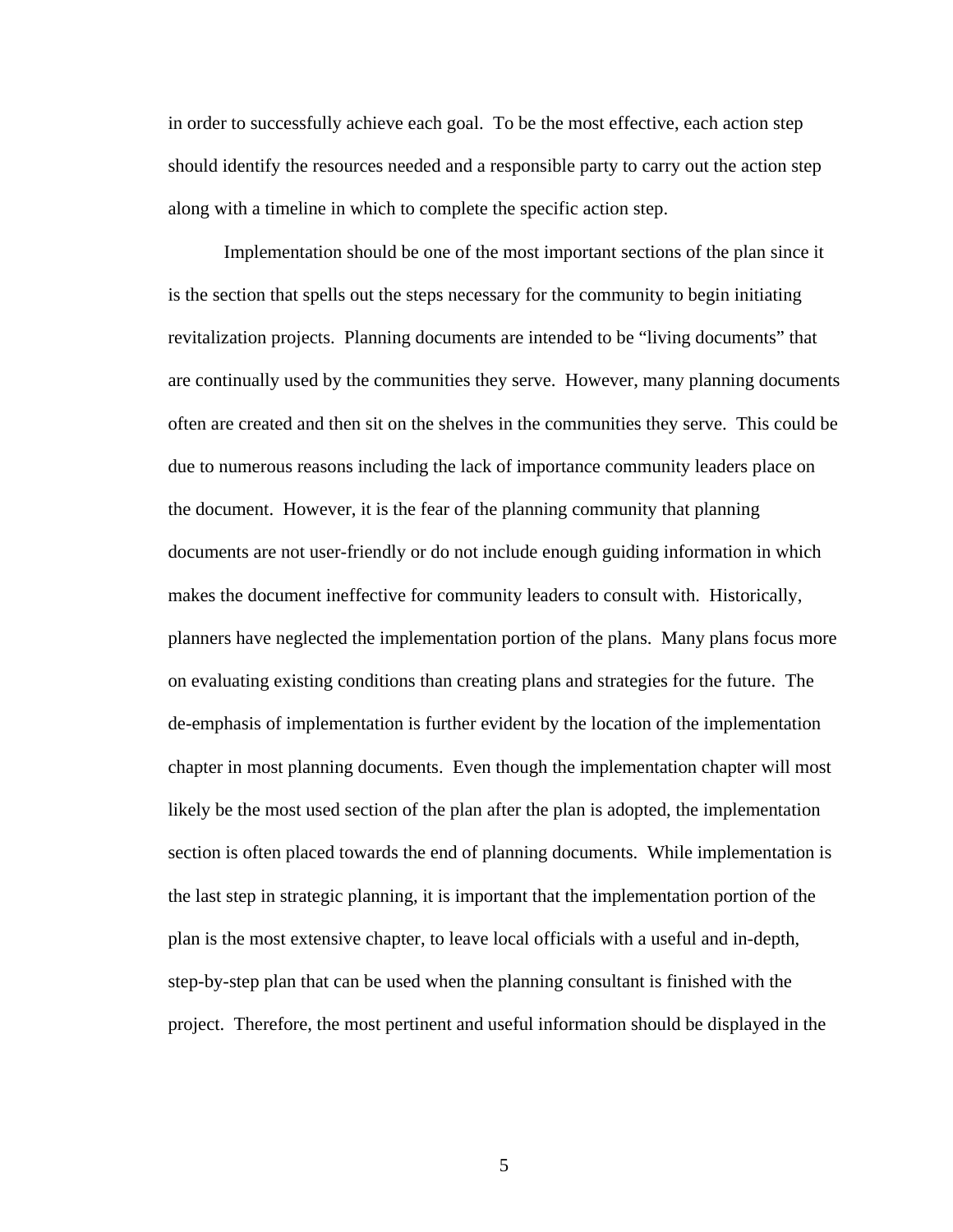in order to successfully achieve each goal. To be the most effective, each action step should identify the resources needed and a responsible party to carry out the action step along with a timeline in which to complete the specific action step.

Implementation should be one of the most important sections of the plan since it is the section that spells out the steps necessary for the community to begin initiating revitalization projects. Planning documents are intended to be "living documents" that are continually used by the communities they serve. However, many planning documents often are created and then sit on the shelves in the communities they serve. This could be due to numerous reasons including the lack of importance community leaders place on the document. However, it is the fear of the planning community that planning documents are not user-friendly or do not include enough guiding information in which makes the document ineffective for community leaders to consult with. Historically, planners have neglected the implementation portion of the plans. Many plans focus more on evaluating existing conditions than creating plans and strategies for the future. The de-emphasis of implementation is further evident by the location of the implementation chapter in most planning documents. Even though the implementation chapter will most likely be the most used section of the plan after the plan is adopted, the implementation section is often placed towards the end of planning documents. While implementation is the last step in strategic planning, it is important that the implementation portion of the plan is the most extensive chapter, to leave local officials with a useful and in-depth, step-by-step plan that can be used when the planning consultant is finished with the project. Therefore, the most pertinent and useful information should be displayed in the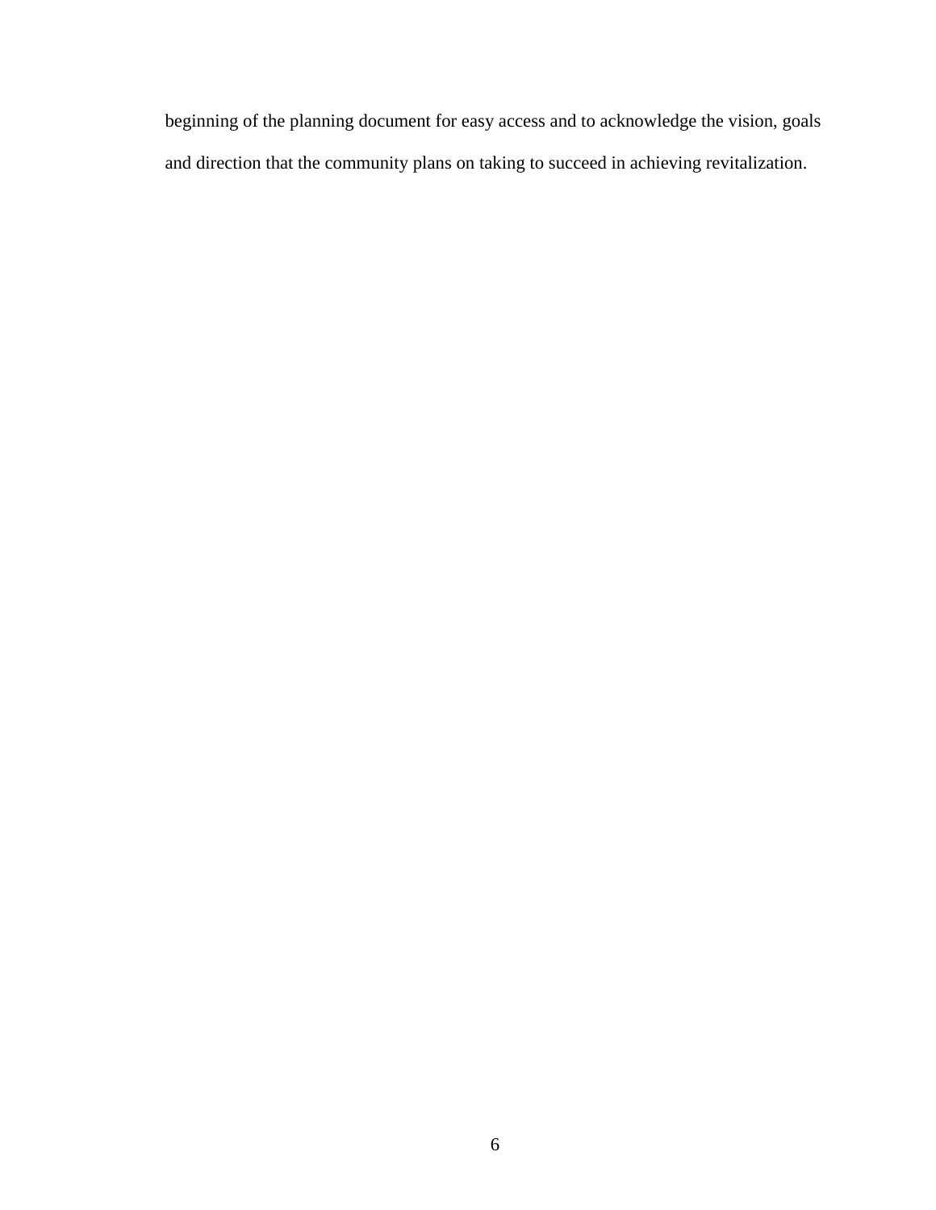beginning of the planning document for easy access and to acknowledge the vision, goals and direction that the community plans on taking to succeed in achieving revitalization.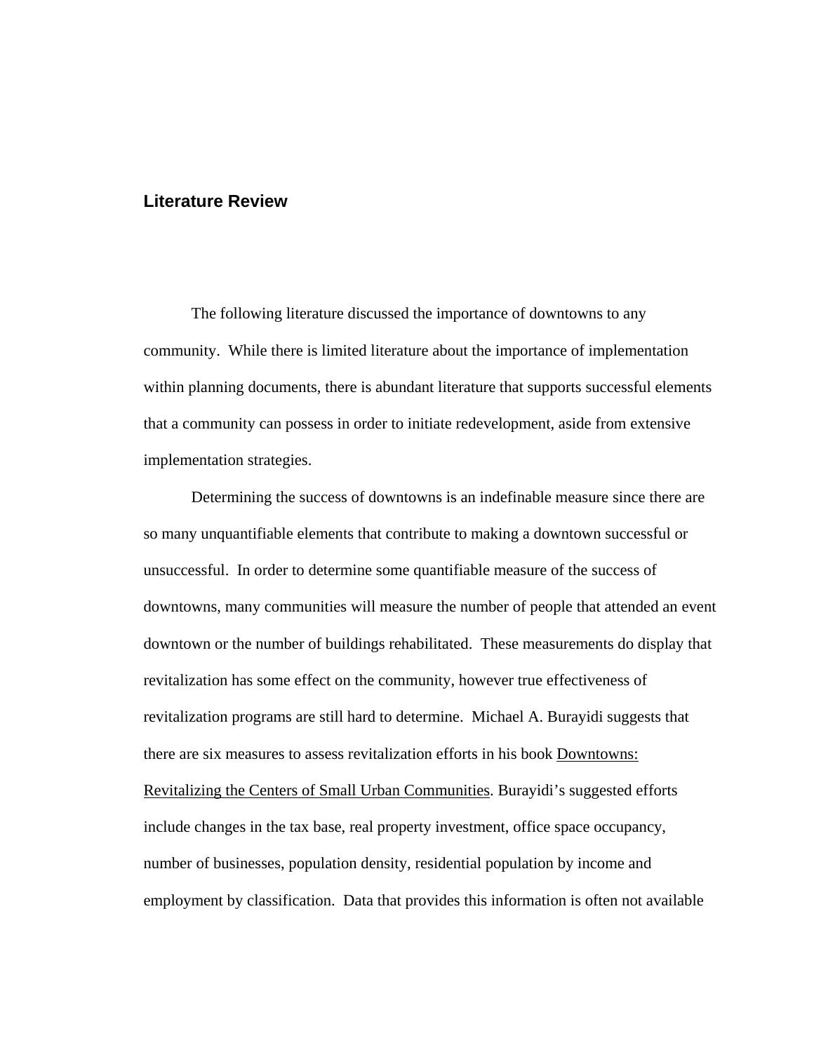## Literature Review

The following literature discussed the importance of downtowns to any community. While there is limited literature about the importance of implementation within planning documents, there is abundant literature that supports successful elements that a community can possess in order to initiate redevelopment, aside from extensive implementation strategies.

Determining the success of downtowns is an indefinable measure since there are so many unquantifiable elements that contribute to making a downtown successful or unsuccessful. In order to determine some quantifiable measure of the success of downtowns, many communities will measure the number of people that attended an event downtown or the number of buildings rehabilitated. These measurements do display that revitalization has some effect on the community, however true effectiveness of revitalization programs are still hard to determine. Michael A. Burayidi suggests that there are six measures to assess revitalization efforts in his book Downtowns: Revitalizing the Centers of Small Urban Communities. Burayidi's suggested efforts include changes in the tax base, real property investment, office space occupancy, number of businesses, population density, residential population by income and employment by classification. Data that provides this information is often not available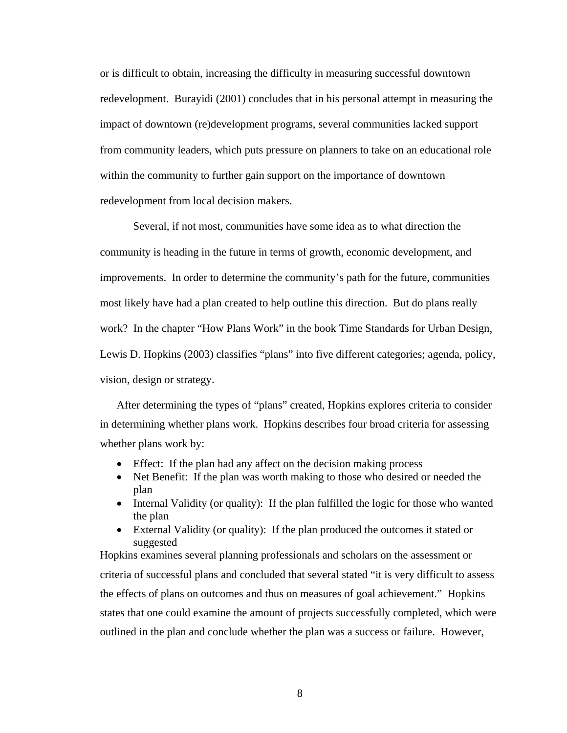or is difficult to obtain, increasing the difficulty in measuring successful downtown redevelopment. Burayidi (2001) concludes that in his personal attempt in measuring the impact of downtown (re)development programs, several communities lacked support from community leaders, which puts pressure on planners to take on an educational role within the community to further gain support on the importance of downtown redevelopment from local decision makers.

Several, if not most, communities have some idea as to what direction the community is heading in the future in terms of growth, economic development, and improvements. In order to determine the community's path for the future, communities most likely have had a plan created to help outline this direction. But do plans really work? In the chapter "How Plans Work" in the book Time Standards for Urban Design, Lewis D. Hopkins (2003) classifies "plans" into five different categories; agenda, policy, vision, design or strategy.

After determining the types of "plans" created, Hopkins explores criteria to consider in determining whether plans work. Hopkins describes four broad criteria for assessing whether plans work by:

- Effect: If the plan had any affect on the decision making process
- Net Benefit: If the plan was worth making to those who desired or needed the plan
- Internal Validity (or quality): If the plan fulfilled the logic for those who wanted the plan
- External Validity (or quality): If the plan produced the outcomes it stated or suggested

Hopkins examines several planning professionals and scholars on the assessment or criteria of successful plans and concluded that several stated "it is very difficult to assess the effects of plans on outcomes and thus on measures of goal achievement." Hopkins states that one could examine the amount of projects successfully completed, which were outlined in the plan and conclude whether the plan was a success or failure. However,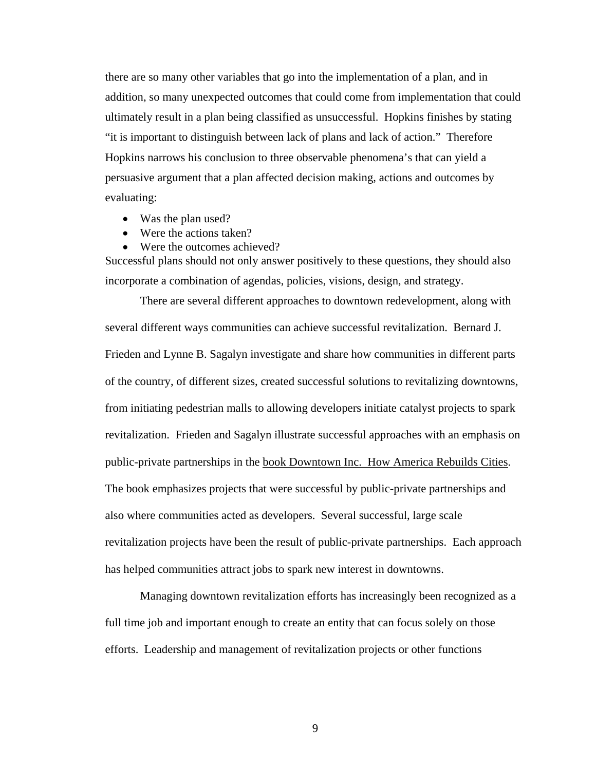there are so many other variables that go into the implementation of a plan, and in addition, so many unexpected outcomes that could come from implementation that could ultimately result in a plan being classified as unsuccessful. Hopkins finishes by stating "it is important to distinguish between lack of plans and lack of action." Therefore Hopkins narrows his conclusion to three observable phenomena's that can yield a persuasive argument that a plan affected decision making, actions and outcomes by evaluating:

- Was the plan used?
- Were the actions taken?
- Were the outcomes achieved?

Successful plans should not only answer positively to these questions, they should also incorporate a combination of agendas, policies, visions, design, and strategy.

There are several different approaches to downtown redevelopment, along with several different ways communities can achieve successful revitalization. Bernard J. Frieden and Lynne B. Sagalyn investigate and share how communities in different parts of the country, of different sizes, created successful solutions to revitalizing downtowns, from initiating pedestrian malls to allowing developers initiate catalyst projects to spark revitalization. Frieden and Sagalyn illustrate successful approaches with an emphasis on public-private partnerships in the book Downtown Inc. How America Rebuilds Cities. The book emphasizes projects that were successful by public-private partnerships and also where communities acted as developers. Several successful, large scale revitalization projects have been the result of public-private partnerships. Each approach has helped communities attract jobs to spark new interest in downtowns.

Managing downtown revitalization efforts has increasingly been recognized as a full time job and important enough to create an entity that can focus solely on those efforts. Leadership and management of revitalization projects or other functions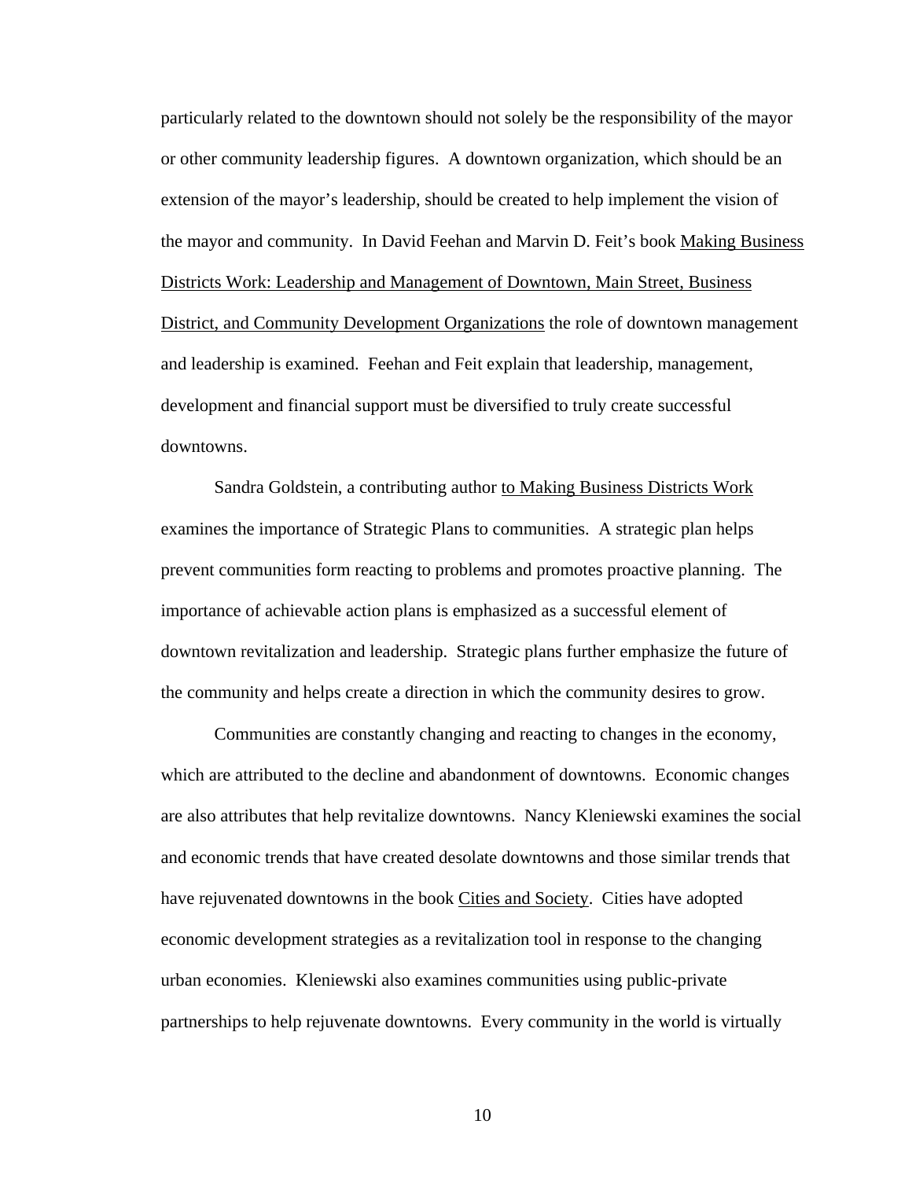particularly related to the downtown should not solely be the responsibility of the mayor or other community leadership figures. A downtown organization, which should be an extension of the mayor's leadership, should be created to help implement the vision of the mayor and community. In David Feehan and Marvin D. Feit's book Making Business Districts Work: Leadership and Management of Downtown, Main Street, Business District, and Community Development Organizations the role of downtown management and leadership is examined. Feehan and Feit explain that leadership, management, development and financial support must be diversified to truly create successful downtowns.

Sandra Goldstein, a contributing author to Making Business Districts Work examines the importance of Strategic Plans to communities. A strategic plan helps prevent communities form reacting to problems and promotes proactive planning. The importance of achievable action plans is emphasized as a successful element of downtown revitalization and leadership. Strategic plans further emphasize the future of the community and helps create a direction in which the community desires to grow.

Communities are constantly changing and reacting to changes in the economy, which are attributed to the decline and abandonment of downtowns. Economic changes are also attributes that help revitalize downtowns. Nancy Kleniewski examines the social and economic trends that have created desolate downtowns and those similar trends that have rejuvenated downtowns in the book Cities and Society. Cities have adopted economic development strategies as a revitalization tool in response to the changing urban economies. Kleniewski also examines communities using public-private partnerships to help rejuvenate downtowns. Every community in the world is virtually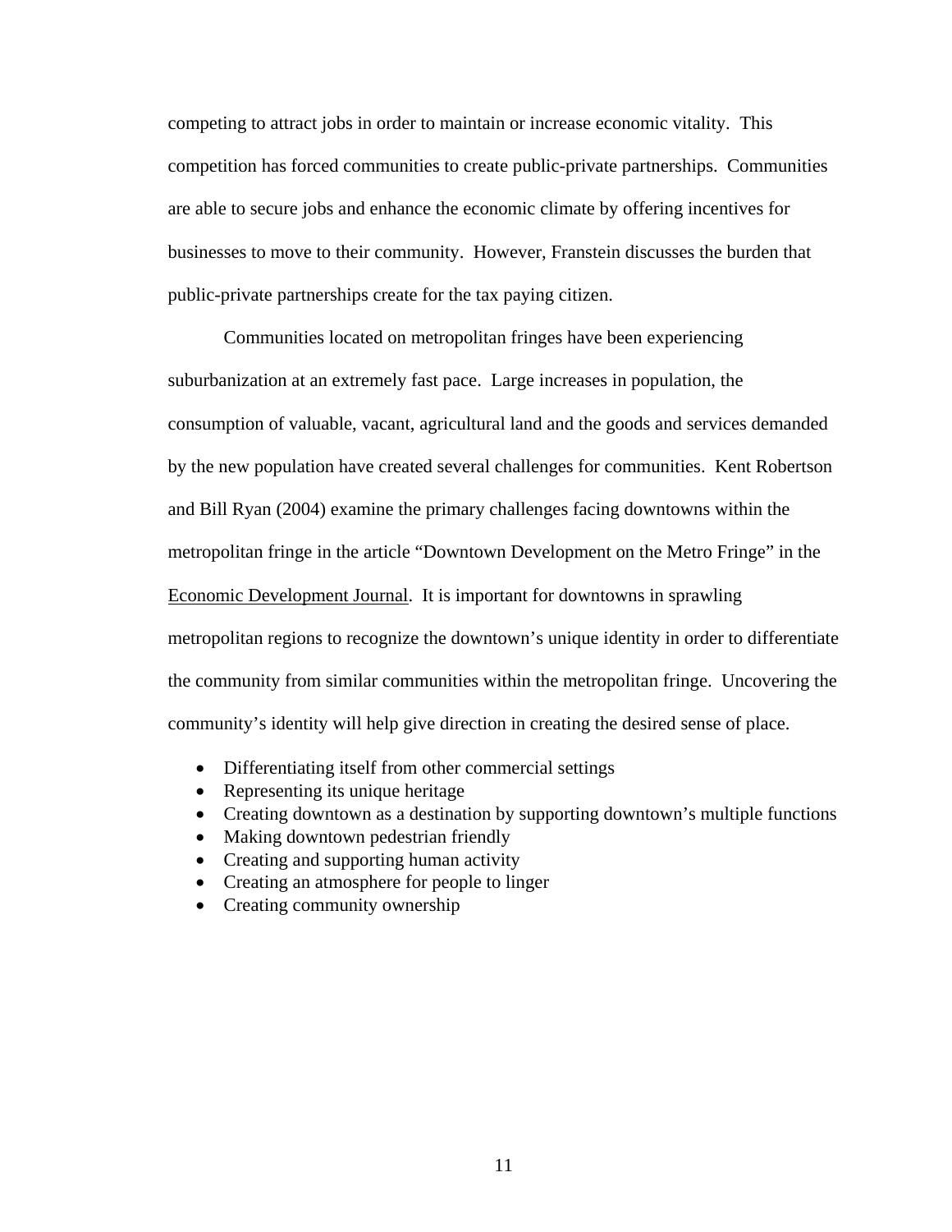competing to attract jobs in order to maintain or increase economic vitality. This competition has forced communities to create public-private partnerships. Communities are able to secure jobs and enhance the economic climate by offering incentives for businesses to move to their community. However, Franstein discusses the burden that public-private partnerships create for the tax paying citizen.

Communities located on metropolitan fringes have been experiencing suburbanization at an extremely fast pace. Large increases in population, the consumption of valuable, vacant, agricultural land and the goods and services demanded by the new population have created several challenges for communities. Kent Robertson and Bill Ryan (2004) examine the primary challenges facing downtowns within the metropolitan fringe in the article "Downtown Development on the Metro Fringe" in the Economic Development Journal. It is important for downtowns in sprawling metropolitan regions to recognize the downtown's unique identity in order to differentiate the community from similar communities within the metropolitan fringe. Uncovering the community's identity will help give direction in creating the desired sense of place.

- Differentiating itself from other commercial settings
- Representing its unique heritage
- Creating downtown as a destination by supporting downtown's multiple functions
- Making downtown pedestrian friendly
- Creating and supporting human activity
- Creating an atmosphere for people to linger
- Creating community ownership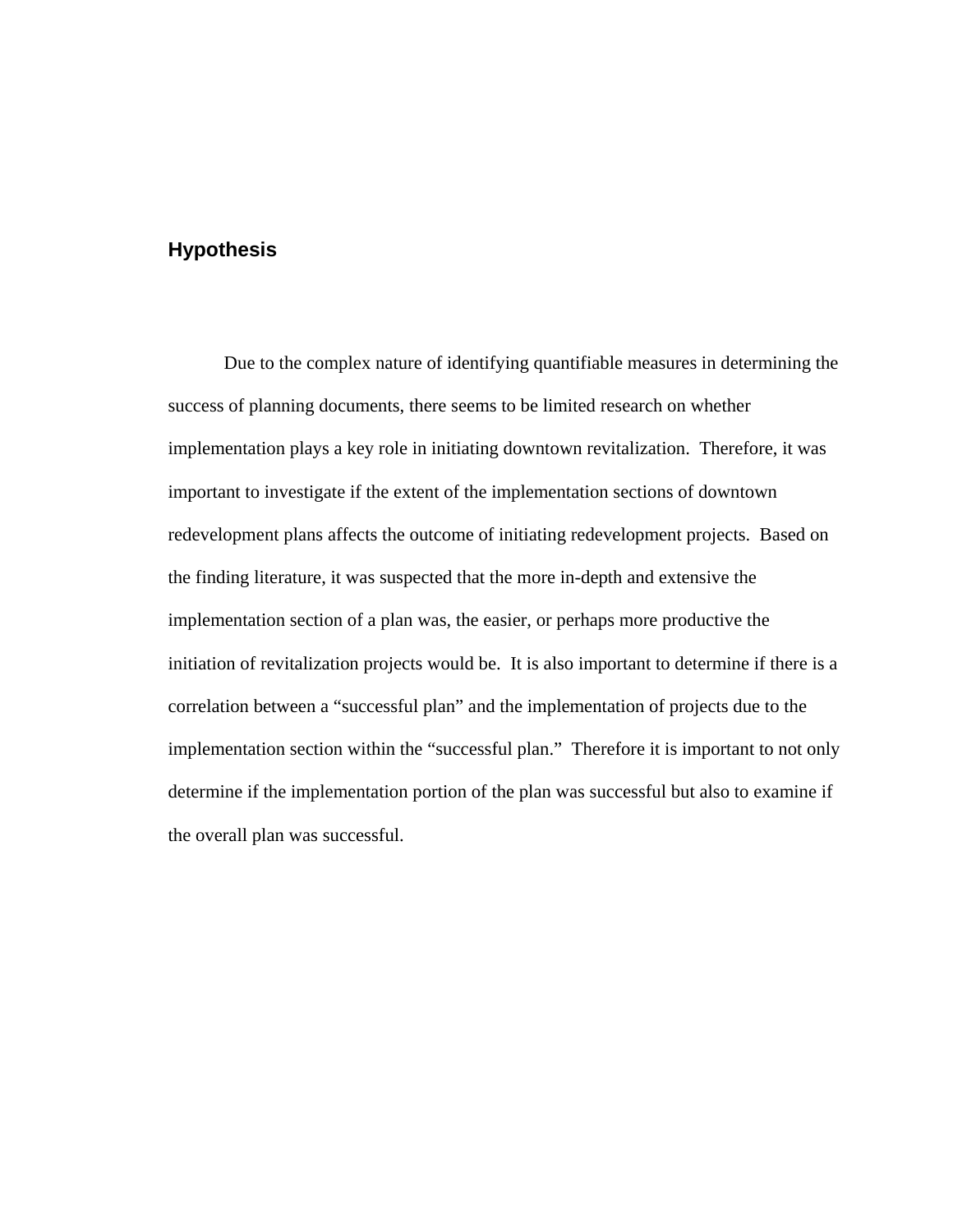## Hypothesis

Due to the complex nature of identifying quantifiable measures in determining the success of planning documents, there seems to be limited research on whether implementation plays a key role in initiating downtown revitalization. Therefore, it was important to investigate if the extent of the implementation sections of downtown redevelopment plans affects the outcome of initiating redevelopment projects. Based on the finding literature, it was suspected that the more in-depth and extensive the implementation section of a plan was, the easier, or perhaps more productive the initiation of revitalization projects would be. It is also important to determine if there is a correlation between a "successful plan" and the implementation of projects due to the implementation section within the "successful plan." Therefore it is important to not only determine if the implementation portion of the plan was successful but also to examine if the overall plan was successful.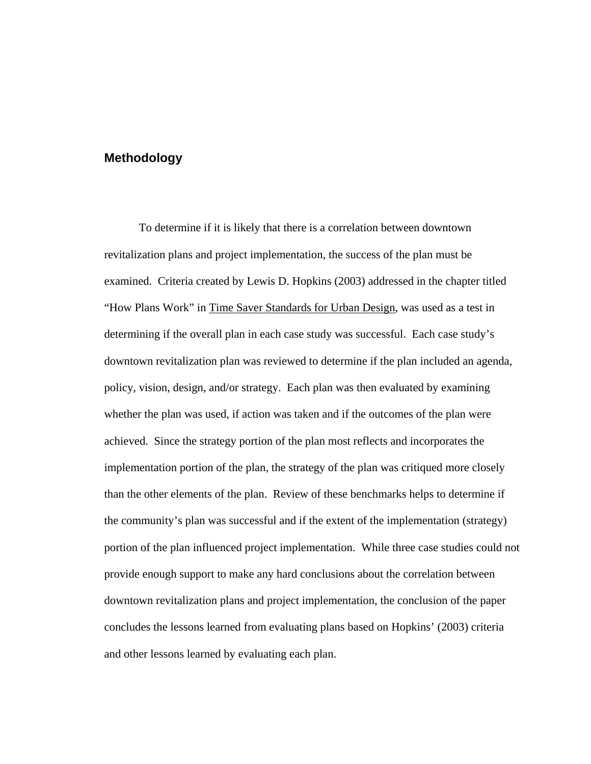## Methodology

To determine if it is likely that there is a correlation between downtown revitalization plans and project implementation, the success of the plan must be examined. Criteria created by Lewis D. Hopkins (2003) addressed in the chapter titled "How Plans Work" in Time Saver Standards for Urban Design, was used as a test in determining if the overall plan in each case study was successful. Each case study's downtown revitalization plan was reviewed to determine if the plan included an agenda, policy, vision, design, and/or strategy. Each plan was then evaluated by examining whether the plan was used, if action was taken and if the outcomes of the plan were achieved. Since the strategy portion of the plan most reflects and incorporates the implementation portion of the plan, the strategy of the plan was critiqued more closely than the other elements of the plan. Review of these benchmarks helps to determine if the community's plan was successful and if the extent of the implementation (strategy) portion of the plan influenced project implementation. While three case studies could not provide enough support to make any hard conclusions about the correlation between downtown revitalization plans and project implementation, the conclusion of the paper concludes the lessons learned from evaluating plans based on Hopkins' (2003) criteria and other lessons learned by evaluating each plan.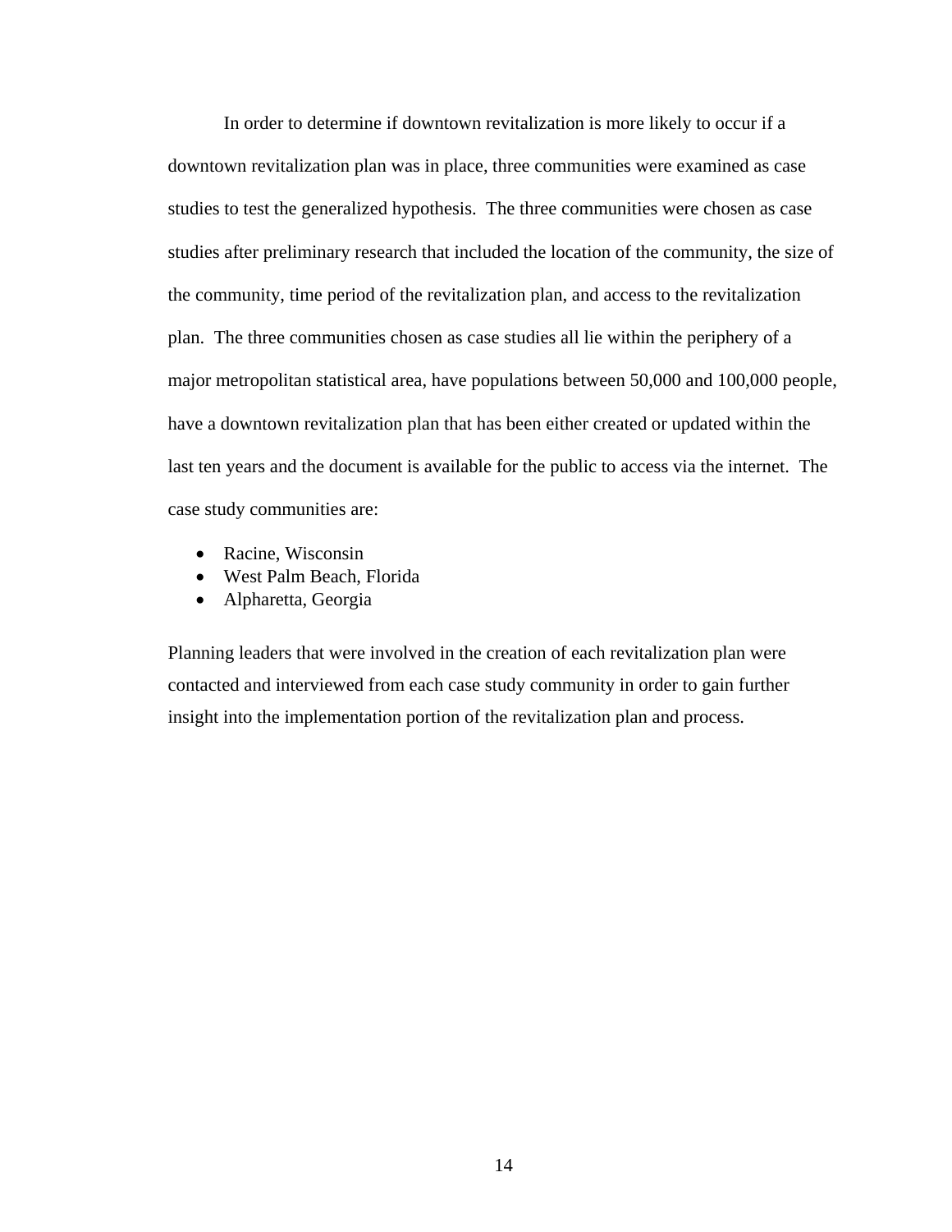In order to determine if downtown revitalization is more likely to occur if a downtown revitalization plan was in place, three communities were examined as case studies to test the generalized hypothesis. The three communities were chosen as case studies after preliminary research that included the location of the community, the size of the community, time period of the revitalization plan, and access to the revitalization plan. The three communities chosen as case studies all lie within the periphery of a major metropolitan statistical area, have populations between 50,000 and 100,000 people, have a downtown revitalization plan that has been either created or updated within the last ten years and the document is available for the public to access via the internet. The case study communities are:

- Racine, Wisconsin
- West Palm Beach, Florida
- Alpharetta, Georgia

Planning leaders that were involved in the creation of each revitalization plan were contacted and interviewed from each case study community in order to gain further insight into the implementation portion of the revitalization plan and process.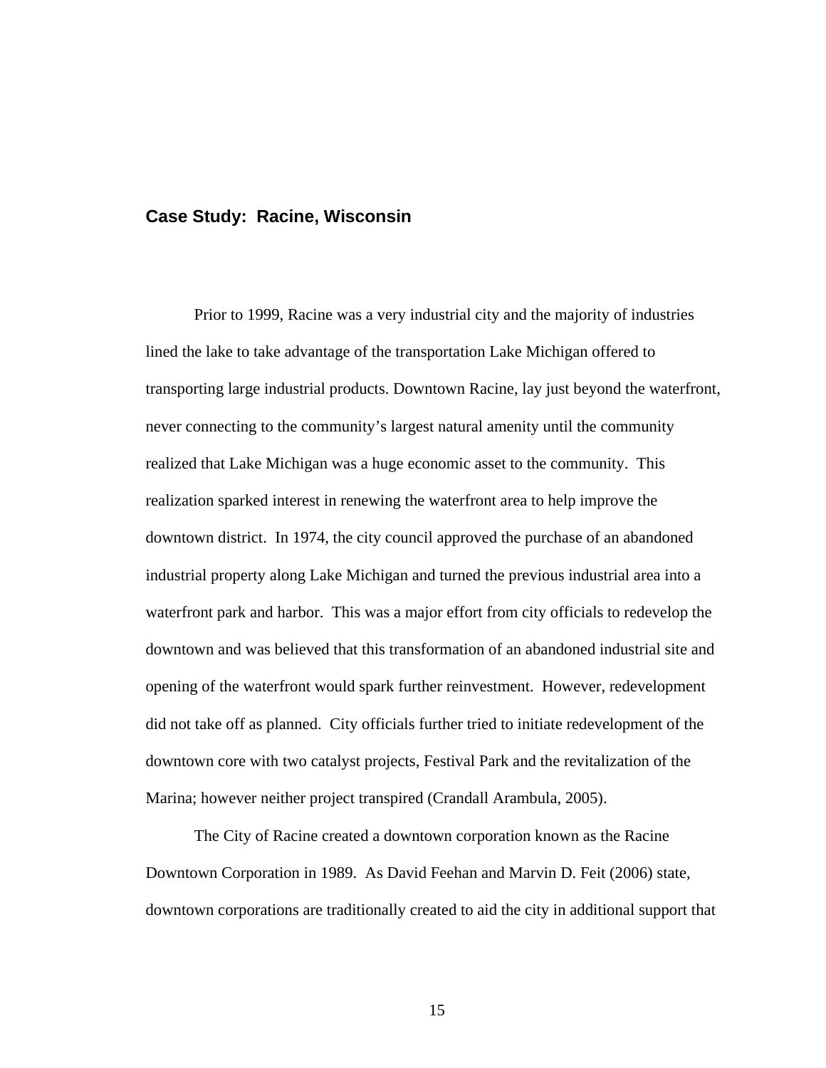## Case Study: Racine, Wisconsin

Prior to 1999, Racine was a very industrial city and the majority of industries lined the lake to take advantage of the transportation Lake Michigan offered to transporting large industrial products. Downtown Racine, lay just beyond the waterfront, never connecting to the community's largest natural amenity until the community realized that Lake Michigan was a huge economic asset to the community. This realization sparked interest in renewing the waterfront area to help improve the downtown district. In 1974, the city council approved the purchase of an abandoned industrial property along Lake Michigan and turned the previous industrial area into a waterfront park and harbor. This was a major effort from city officials to redevelop the downtown and was believed that this transformation of an abandoned industrial site and opening of the waterfront would spark further reinvestment. However, redevelopment did not take off as planned. City officials further tried to initiate redevelopment of the downtown core with two catalyst projects, Festival Park and the revitalization of the Marina; however neither project transpired (Crandall Arambula, 2005).

The City of Racine created a downtown corporation known as the Racine Downtown Corporation in 1989. As David Feehan and Marvin D. Feit (2006) state, downtown corporations are traditionally created to aid the city in additional support that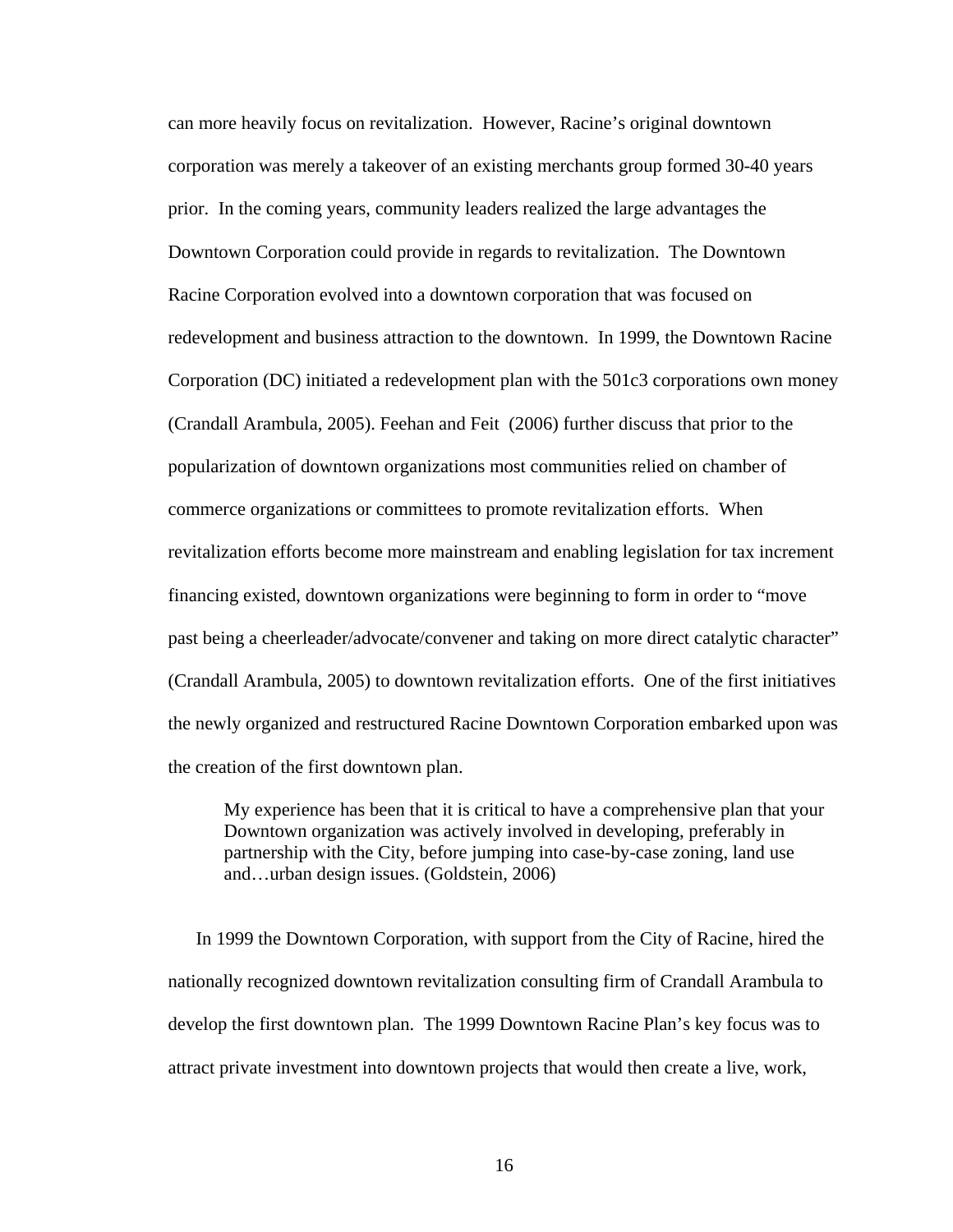can more heavily focus on revitalization. However, Racine's original downtown corporation was merely a takeover of an existing merchants group formed 30-40 years prior. In the coming years, community leaders realized the large advantages the Downtown Corporation could provide in regards to revitalization. The Downtown Racine Corporation evolved into a downtown corporation that was focused on redevelopment and business attraction to the downtown. In 1999, the Downtown Racine Corporation (DC) initiated a redevelopment plan with the 501c3 corporations own money (Crandall Arambula, 2005). Feehan and Feit (2006) further discuss that prior to the popularization of downtown organizations most communities relied on chamber of commerce organizations or committees to promote revitalization efforts. When revitalization efforts become more mainstream and enabling legislation for tax increment financing existed, downtown organizations were beginning to form in order to "move past being a cheerleader/advocate/convener and taking on more direct catalytic character" (Crandall Arambula, 2005) to downtown revitalization efforts. One of the first initiatives the newly organized and restructured Racine Downtown Corporation embarked upon was the creation of the first downtown plan.

> My experience has been that it is critical to have a comprehensive plan that your Downtown organization was actively involved in developing, preferably in partnership with the City, before jumping into case-by-case zoning, land use and…urban design issues. (Goldstein, 2006)

In 1999 the Downtown Corporation, with support from the City of Racine, hired the nationally recognized downtown revitalization consulting firm of Crandall Arambula to develop the first downtown plan. The 1999 Downtown Racine Plan's key focus was to attract private investment into downtown projects that would then create a live, work,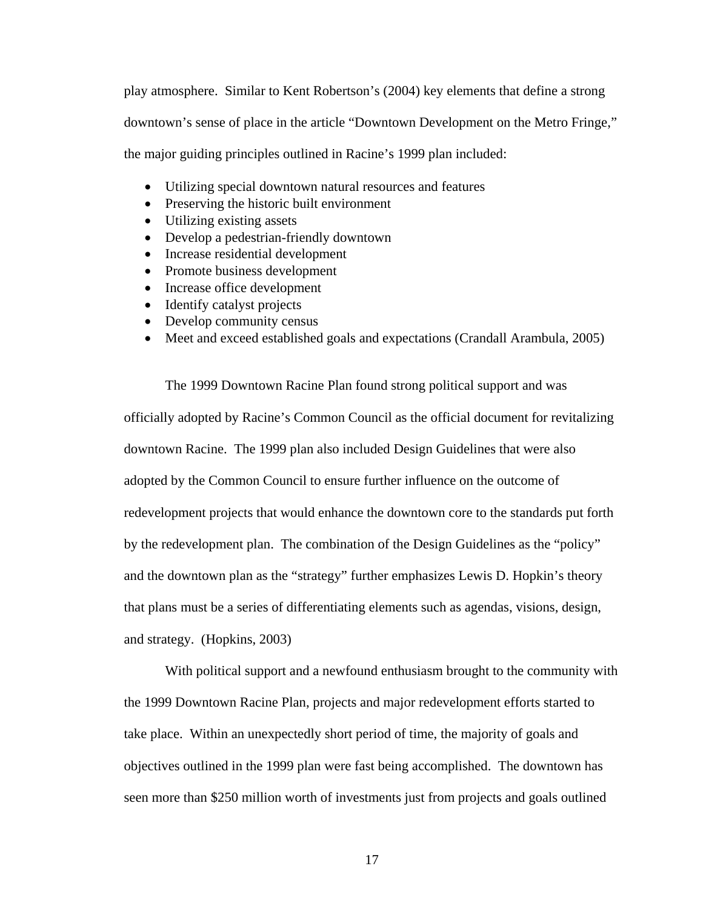play atmosphere. Similar to Kent Robertson's (2004) key elements that define a strong downtown's sense of place in the article "Downtown Development on the Metro Fringe," the major guiding principles outlined in Racine's 1999 plan included:

- Utilizing special downtown natural resources and features
- Preserving the historic built environment
- Utilizing existing assets
- Develop a pedestrian-friendly downtown
- Increase residential development
- Promote business development
- Increase office development
- Identify catalyst projects
- Develop community census
- Meet and exceed established goals and expectations (Crandall Arambula, 2005)

The 1999 Downtown Racine Plan found strong political support and was officially adopted by Racine's Common Council as the official document for revitalizing downtown Racine. The 1999 plan also included Design Guidelines that were also adopted by the Common Council to ensure further influence on the outcome of redevelopment projects that would enhance the downtown core to the standards put forth by the redevelopment plan. The combination of the Design Guidelines as the "policy" and the downtown plan as the "strategy" further emphasizes Lewis D. Hopkin's theory that plans must be a series of differentiating elements such as agendas, visions, design, and strategy. (Hopkins, 2003)

With political support and a newfound enthusiasm brought to the community with the 1999 Downtown Racine Plan, projects and major redevelopment efforts started to take place. Within an unexpectedly short period of time, the majority of goals and objectives outlined in the 1999 plan were fast being accomplished. The downtown has seen more than $250 million worth of investments just from projects and goals outlined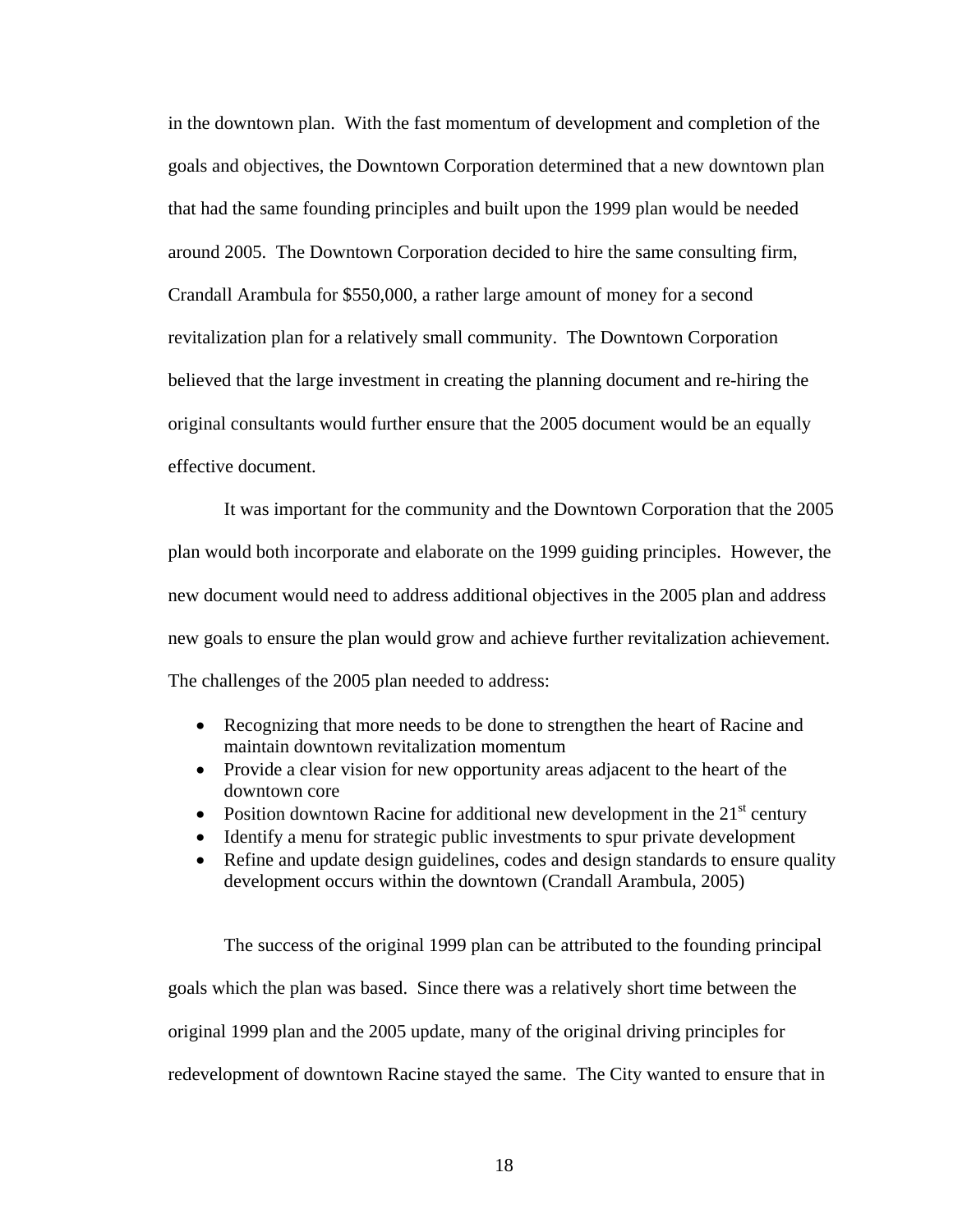in the downtown plan. With the fast momentum of development and completion of the goals and objectives, the Downtown Corporation determined that a new downtown plan that had the same founding principles and built upon the 1999 plan would be needed around 2005. The Downtown Corporation decided to hire the same consulting firm, Crandall Arambula for $550,000, a rather large amount of money for a second revitalization plan for a relatively small community. The Downtown Corporation believed that the large investment in creating the planning document and re-hiring the original consultants would further ensure that the 2005 document would be an equally effective document.

It was important for the community and the Downtown Corporation that the 2005 plan would both incorporate and elaborate on the 1999 guiding principles. However, the new document would need to address additional objectives in the 2005 plan and address new goals to ensure the plan would grow and achieve further revitalization achievement. The challenges of the 2005 plan needed to address:

- Recognizing that more needs to be done to strengthen the heart of Racine and maintain downtown revitalization momentum
- Provide a clear vision for new opportunity areas adjacent to the heart of the downtown core
- Position downtown Racine for additional new development in the 21st century
- Identify a menu for strategic public investments to spur private development
- Refine and update design guidelines, codes and design standards to ensure quality development occurs within the downtown (Crandall Arambula, 2005)

The success of the original 1999 plan can be attributed to the founding principal goals which the plan was based. Since there was a relatively short time between the original 1999 plan and the 2005 update, many of the original driving principles for redevelopment of downtown Racine stayed the same. The City wanted to ensure that in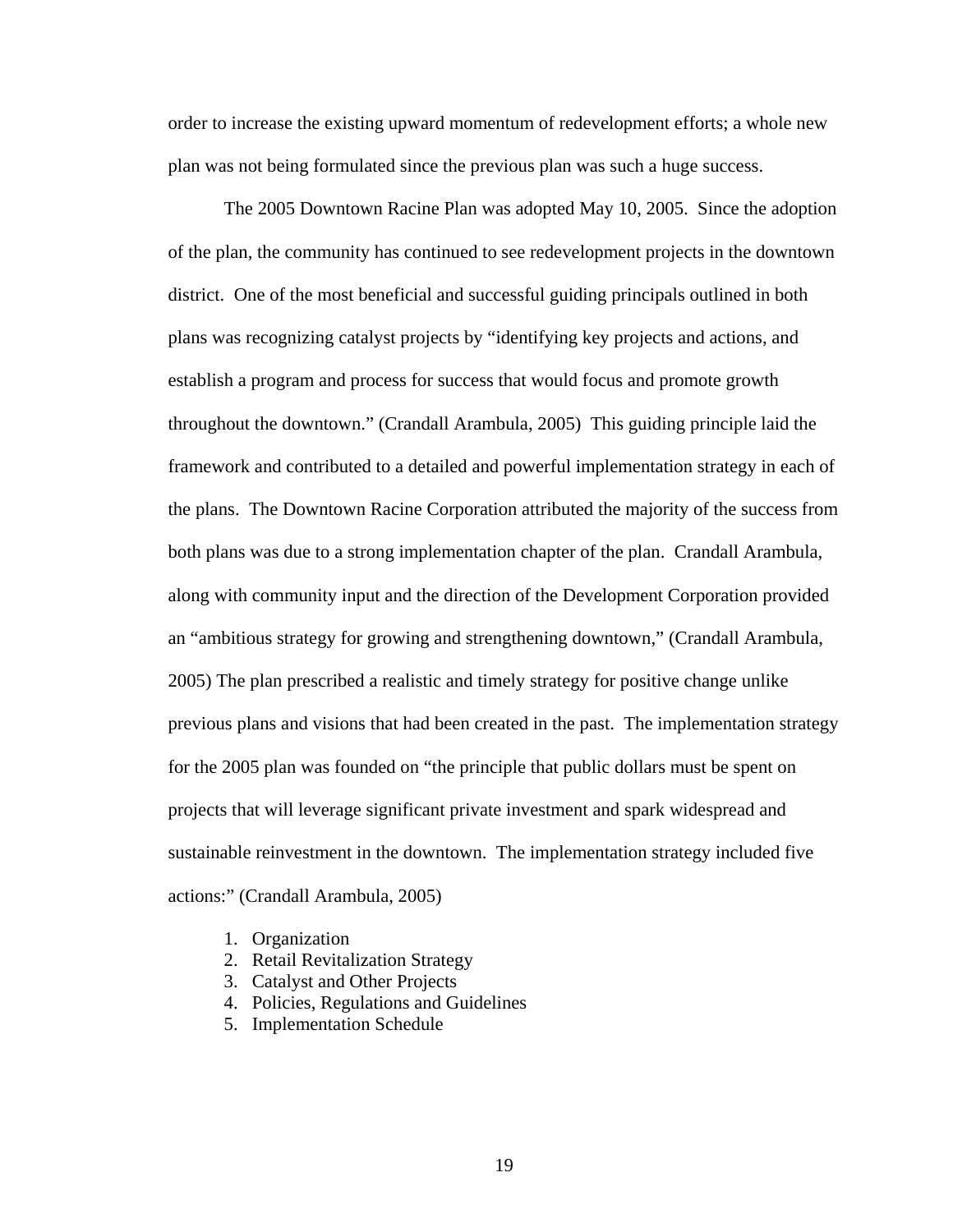order to increase the existing upward momentum of redevelopment efforts; a whole new plan was not being formulated since the previous plan was such a huge success.

The 2005 Downtown Racine Plan was adopted May 10, 2005. Since the adoption of the plan, the community has continued to see redevelopment projects in the downtown district. One of the most beneficial and successful guiding principals outlined in both plans was recognizing catalyst projects by "identifying key projects and actions, and establish a program and process for success that would focus and promote growth throughout the downtown." (Crandall Arambula, 2005) This guiding principle laid the framework and contributed to a detailed and powerful implementation strategy in each of the plans. The Downtown Racine Corporation attributed the majority of the success from both plans was due to a strong implementation chapter of the plan. Crandall Arambula, along with community input and the direction of the Development Corporation provided an "ambitious strategy for growing and strengthening downtown," (Crandall Arambula, 2005) The plan prescribed a realistic and timely strategy for positive change unlike previous plans and visions that had been created in the past. The implementation strategy for the 2005 plan was founded on "the principle that public dollars must be spent on projects that will leverage significant private investment and spark widespread and sustainable reinvestment in the downtown. The implementation strategy included five actions:" (Crandall Arambula, 2005)

1. Organization
2. Retail Revitalization Strategy
3. Catalyst and Other Projects
4. Policies, Regulations and Guidelines
5. Implementation Schedule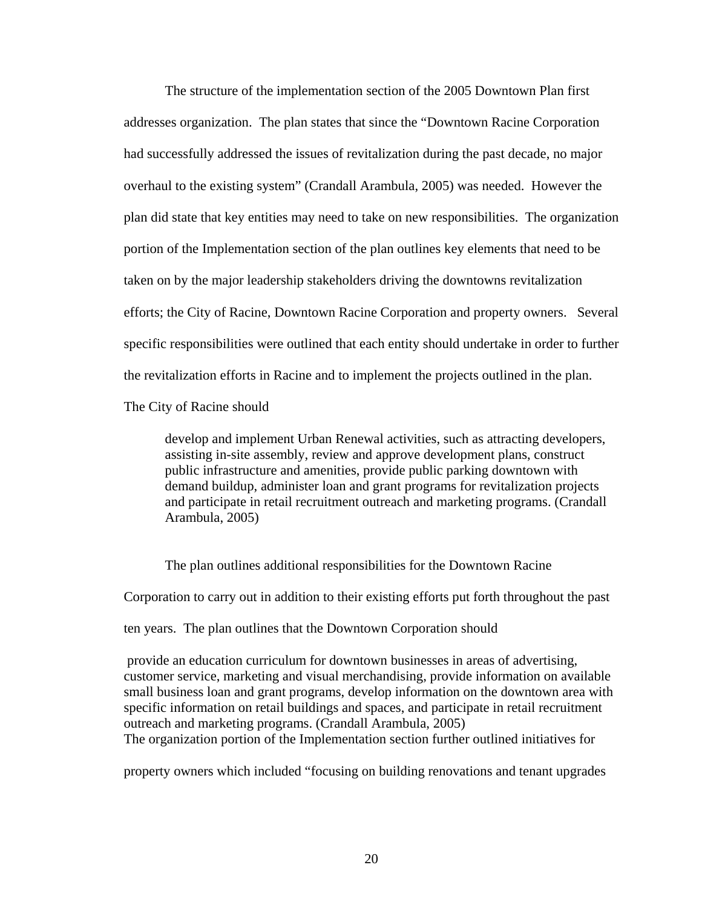The structure of the implementation section of the 2005 Downtown Plan first addresses organization. The plan states that since the "Downtown Racine Corporation had successfully addressed the issues of revitalization during the past decade, no major overhaul to the existing system" (Crandall Arambula, 2005) was needed. However the plan did state that key entities may need to take on new responsibilities. The organization portion of the Implementation section of the plan outlines key elements that need to be taken on by the major leadership stakeholders driving the downtowns revitalization efforts; the City of Racine, Downtown Racine Corporation and property owners. Several specific responsibilities were outlined that each entity should undertake in order to further the revitalization efforts in Racine and to implement the projects outlined in the plan. The City of Racine should

> develop and implement Urban Renewal activities, such as attracting developers, assisting in-site assembly, review and approve development plans, construct public infrastructure and amenities, provide public parking downtown with demand buildup, administer loan and grant programs for revitalization projects and participate in retail recruitment outreach and marketing programs. (Crandall Arambula, 2005)

The plan outlines additional responsibilities for the Downtown Racine Corporation to carry out in addition to their existing efforts put forth throughout the past ten years. The plan outlines that the Downtown Corporation should

> provide an education curriculum for downtown businesses in areas of advertising, customer service, marketing and visual merchandising, provide information on available small business loan and grant programs, develop information on the downtown area with specific information on retail buildings and spaces, and participate in retail recruitment outreach and marketing programs. (Crandall Arambula, 2005)

The organization portion of the Implementation section further outlined initiatives for property owners which included "focusing on building renovations and tenant upgrades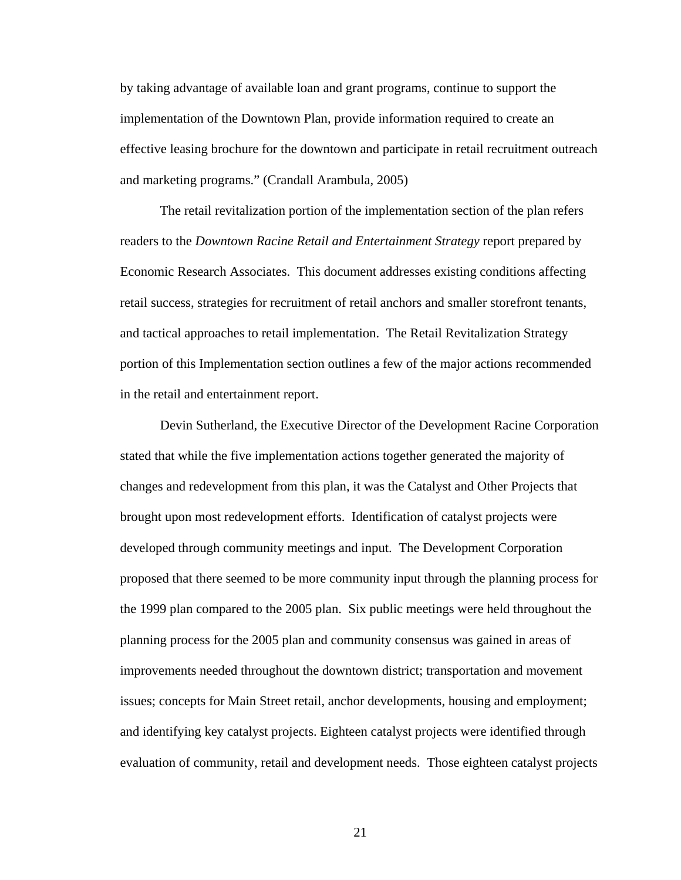by taking advantage of available loan and grant programs, continue to support the implementation of the Downtown Plan, provide information required to create an effective leasing brochure for the downtown and participate in retail recruitment outreach and marketing programs." (Crandall Arambula, 2005)

The retail revitalization portion of the implementation section of the plan refers readers to the *Downtown Racine Retail and Entertainment Strategy* report prepared by Economic Research Associates. This document addresses existing conditions affecting retail success, strategies for recruitment of retail anchors and smaller storefront tenants, and tactical approaches to retail implementation. The Retail Revitalization Strategy portion of this Implementation section outlines a few of the major actions recommended in the retail and entertainment report.

Devin Sutherland, the Executive Director of the Development Racine Corporation stated that while the five implementation actions together generated the majority of changes and redevelopment from this plan, it was the Catalyst and Other Projects that brought upon most redevelopment efforts. Identification of catalyst projects were developed through community meetings and input. The Development Corporation proposed that there seemed to be more community input through the planning process for the 1999 plan compared to the 2005 plan. Six public meetings were held throughout the planning process for the 2005 plan and community consensus was gained in areas of improvements needed throughout the downtown district; transportation and movement issues; concepts for Main Street retail, anchor developments, housing and employment; and identifying key catalyst projects. Eighteen catalyst projects were identified through evaluation of community, retail and development needs. Those eighteen catalyst projects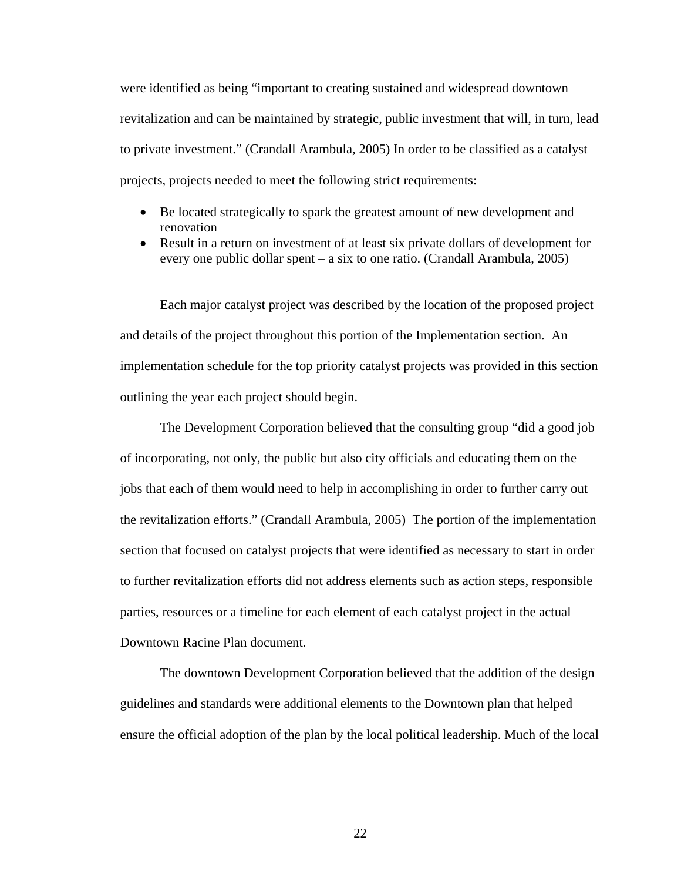were identified as being "important to creating sustained and widespread downtown revitalization and can be maintained by strategic, public investment that will, in turn, lead to private investment." (Crandall Arambula, 2005) In order to be classified as a catalyst projects, projects needed to meet the following strict requirements:

- Be located strategically to spark the greatest amount of new development and renovation
- Result in a return on investment of at least six private dollars of development for every one public dollar spent – a six to one ratio. (Crandall Arambula, 2005)

Each major catalyst project was described by the location of the proposed project and details of the project throughout this portion of the Implementation section. An implementation schedule for the top priority catalyst projects was provided in this section outlining the year each project should begin.

The Development Corporation believed that the consulting group "did a good job of incorporating, not only, the public but also city officials and educating them on the jobs that each of them would need to help in accomplishing in order to further carry out the revitalization efforts." (Crandall Arambula, 2005) The portion of the implementation section that focused on catalyst projects that were identified as necessary to start in order to further revitalization efforts did not address elements such as action steps, responsible parties, resources or a timeline for each element of each catalyst project in the actual Downtown Racine Plan document.

The downtown Development Corporation believed that the addition of the design guidelines and standards were additional elements to the Downtown plan that helped ensure the official adoption of the plan by the local political leadership. Much of the local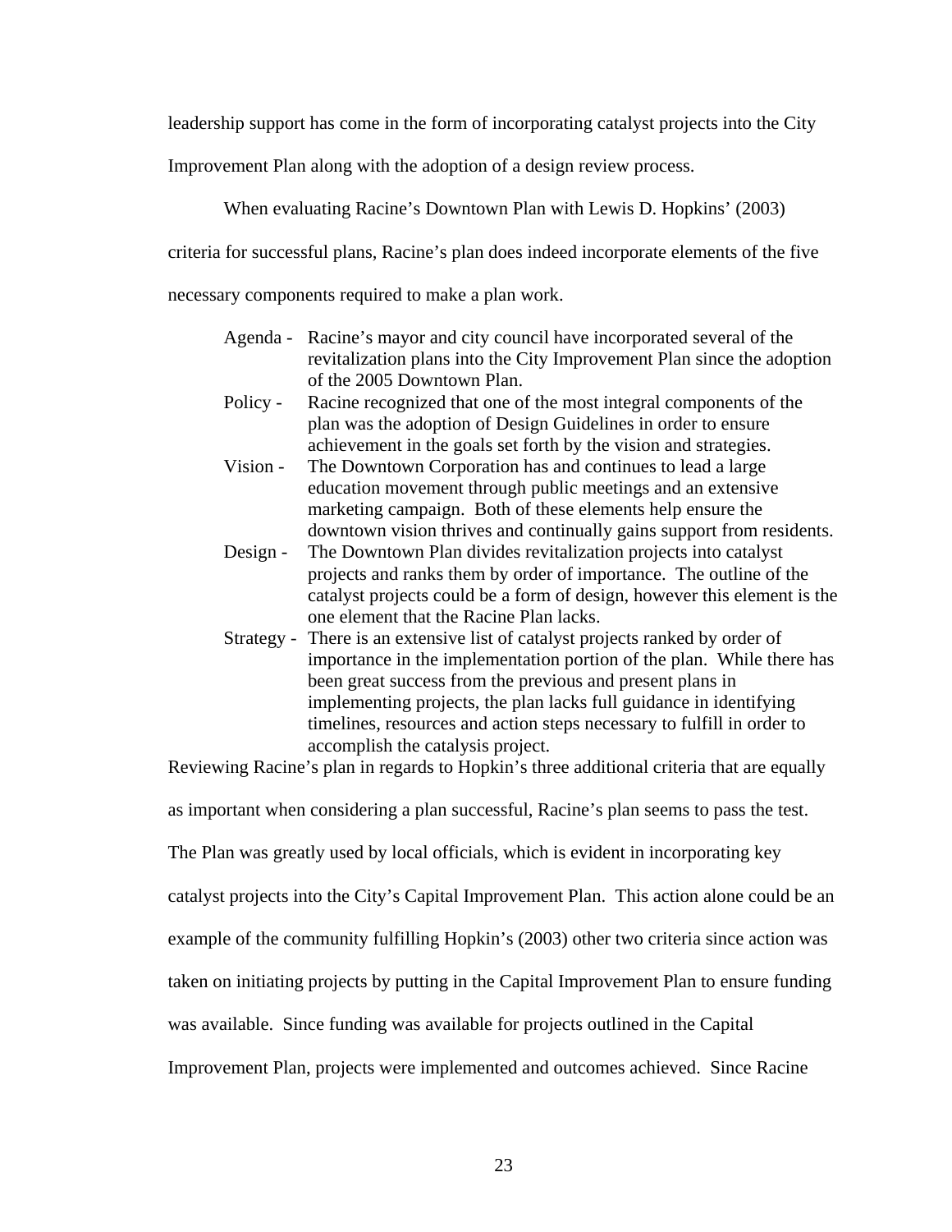leadership support has come in the form of incorporating catalyst projects into the City Improvement Plan along with the adoption of a design review process.

When evaluating Racine's Downtown Plan with Lewis D. Hopkins' (2003) criteria for successful plans, Racine's plan does indeed incorporate elements of the five necessary components required to make a plan work.

- Agenda - Racine's mayor and city council have incorporated several of the revitalization plans into the City Improvement Plan since the adoption of the 2005 Downtown Plan.
- Policy - Racine recognized that one of the most integral components of the plan was the adoption of Design Guidelines in order to ensure achievement in the goals set forth by the vision and strategies.
- Vision - The Downtown Corporation has and continues to lead a large education movement through public meetings and an extensive marketing campaign. Both of these elements help ensure the downtown vision thrives and continually gains support from residents.
- Design - The Downtown Plan divides revitalization projects into catalyst projects and ranks them by order of importance. The outline of the catalyst projects could be a form of design, however this element is the one element that the Racine Plan lacks.
- Strategy - There is an extensive list of catalyst projects ranked by order of importance in the implementation portion of the plan. While there has been great success from the previous and present plans in implementing projects, the plan lacks full guidance in identifying timelines, resources and action steps necessary to fulfill in order to accomplish the catalysis project.

Reviewing Racine's plan in regards to Hopkin's three additional criteria that are equally as important when considering a plan successful, Racine's plan seems to pass the test. The Plan was greatly used by local officials, which is evident in incorporating key catalyst projects into the City's Capital Improvement Plan. This action alone could be an example of the community fulfilling Hopkin's (2003) other two criteria since action was taken on initiating projects by putting in the Capital Improvement Plan to ensure funding was available. Since funding was available for projects outlined in the Capital Improvement Plan, projects were implemented and outcomes achieved. Since Racine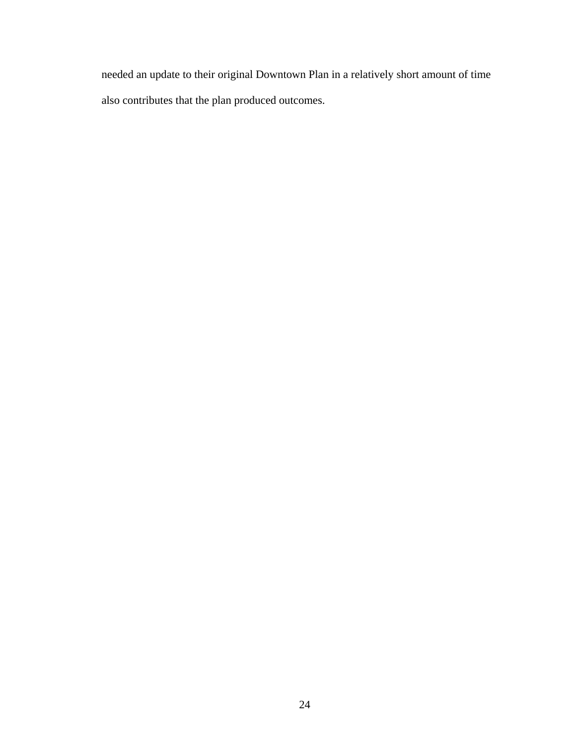needed an update to their original Downtown Plan in a relatively short amount of time also contributes that the plan produced outcomes.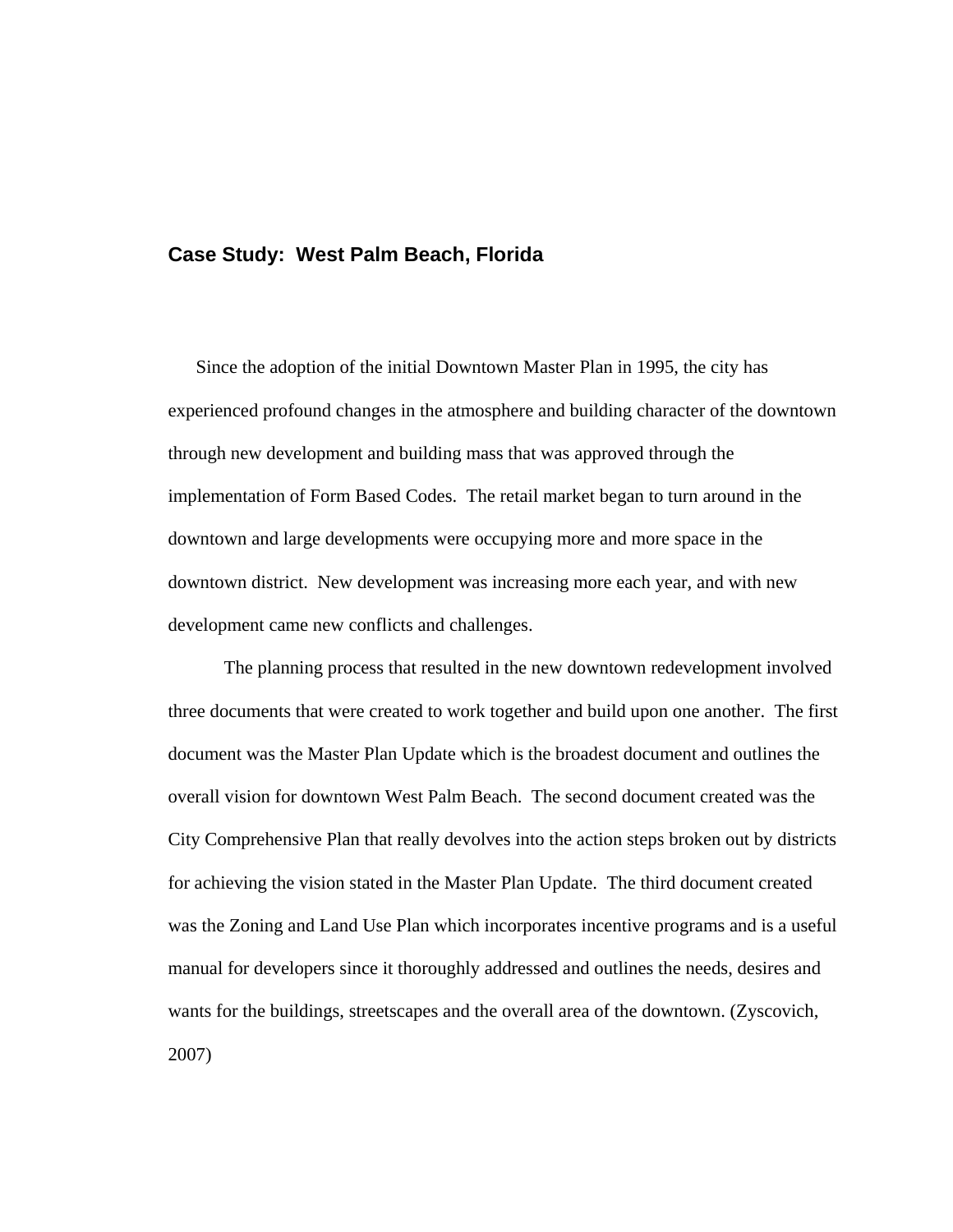## Case Study: West Palm Beach, Florida

Since the adoption of the initial Downtown Master Plan in 1995, the city has experienced profound changes in the atmosphere and building character of the downtown through new development and building mass that was approved through the implementation of Form Based Codes. The retail market began to turn around in the downtown and large developments were occupying more and more space in the downtown district. New development was increasing more each year, and with new development came new conflicts and challenges.

The planning process that resulted in the new downtown redevelopment involved three documents that were created to work together and build upon one another. The first document was the Master Plan Update which is the broadest document and outlines the overall vision for downtown West Palm Beach. The second document created was the City Comprehensive Plan that really devolves into the action steps broken out by districts for achieving the vision stated in the Master Plan Update. The third document created was the Zoning and Land Use Plan which incorporates incentive programs and is a useful manual for developers since it thoroughly addressed and outlines the needs, desires and wants for the buildings, streetscapes and the overall area of the downtown. (Zyscovich, 2007)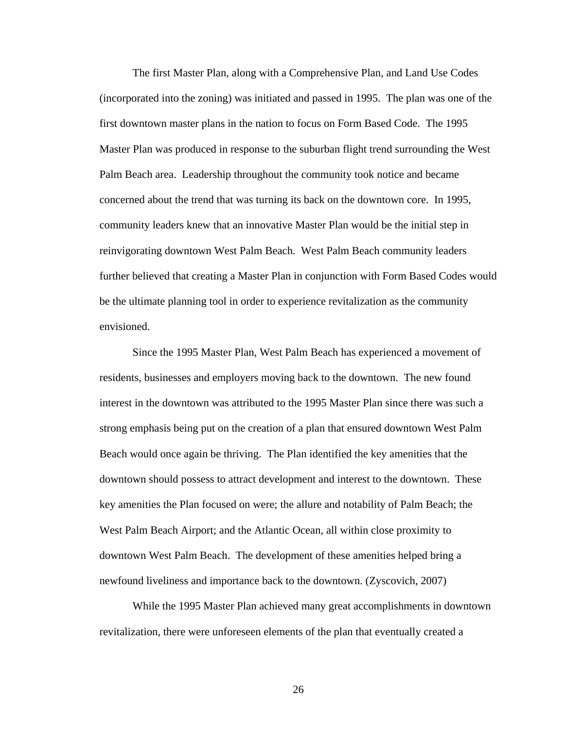The first Master Plan, along with a Comprehensive Plan, and Land Use Codes (incorporated into the zoning) was initiated and passed in 1995. The plan was one of the first downtown master plans in the nation to focus on Form Based Code. The 1995 Master Plan was produced in response to the suburban flight trend surrounding the West Palm Beach area. Leadership throughout the community took notice and became concerned about the trend that was turning its back on the downtown core. In 1995, community leaders knew that an innovative Master Plan would be the initial step in reinvigorating downtown West Palm Beach. West Palm Beach community leaders further believed that creating a Master Plan in conjunction with Form Based Codes would be the ultimate planning tool in order to experience revitalization as the community envisioned.

Since the 1995 Master Plan, West Palm Beach has experienced a movement of residents, businesses and employers moving back to the downtown. The new found interest in the downtown was attributed to the 1995 Master Plan since there was such a strong emphasis being put on the creation of a plan that ensured downtown West Palm Beach would once again be thriving. The Plan identified the key amenities that the downtown should possess to attract development and interest to the downtown. These key amenities the Plan focused on were; the allure and notability of Palm Beach; the West Palm Beach Airport; and the Atlantic Ocean, all within close proximity to downtown West Palm Beach. The development of these amenities helped bring a newfound liveliness and importance back to the downtown. (Zyscovich, 2007)

While the 1995 Master Plan achieved many great accomplishments in downtown revitalization, there were unforeseen elements of the plan that eventually created a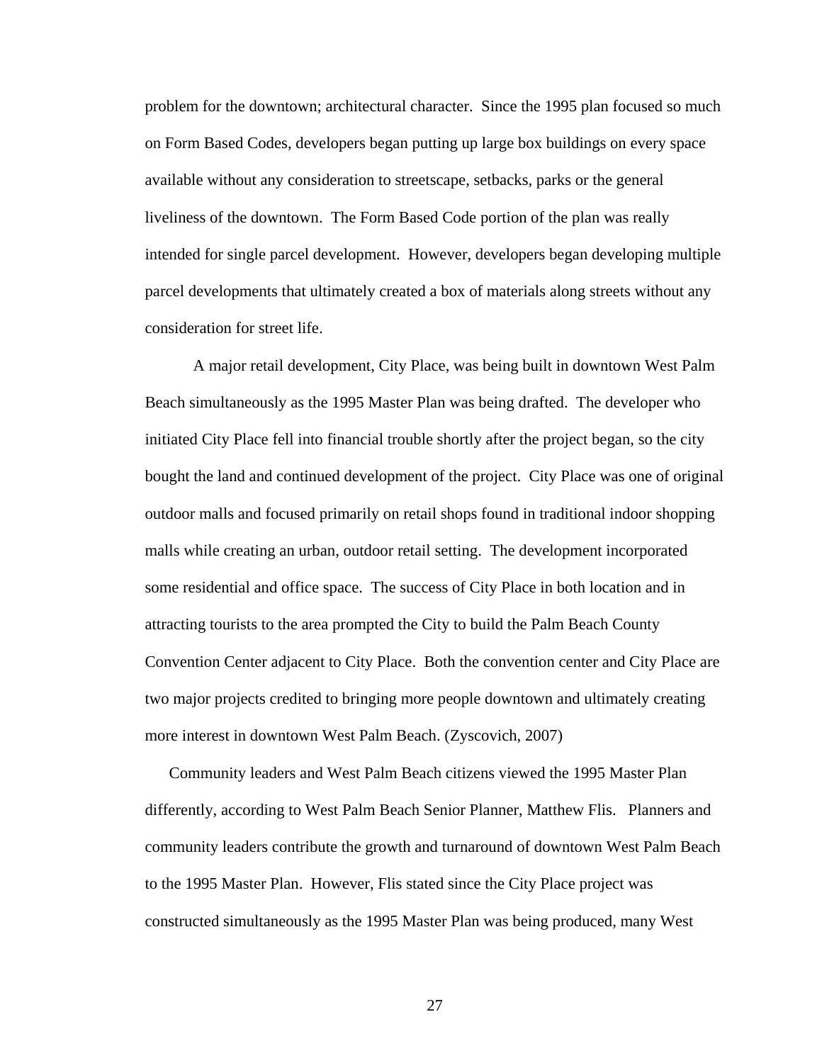problem for the downtown; architectural character. Since the 1995 plan focused so much on Form Based Codes, developers began putting up large box buildings on every space available without any consideration to streetscape, setbacks, parks or the general liveliness of the downtown. The Form Based Code portion of the plan was really intended for single parcel development. However, developers began developing multiple parcel developments that ultimately created a box of materials along streets without any consideration for street life.

A major retail development, City Place, was being built in downtown West Palm Beach simultaneously as the 1995 Master Plan was being drafted. The developer who initiated City Place fell into financial trouble shortly after the project began, so the city bought the land and continued development of the project. City Place was one of original outdoor malls and focused primarily on retail shops found in traditional indoor shopping malls while creating an urban, outdoor retail setting. The development incorporated some residential and office space. The success of City Place in both location and in attracting tourists to the area prompted the City to build the Palm Beach County Convention Center adjacent to City Place. Both the convention center and City Place are two major projects credited to bringing more people downtown and ultimately creating more interest in downtown West Palm Beach. (Zyscovich, 2007)

Community leaders and West Palm Beach citizens viewed the 1995 Master Plan differently, according to West Palm Beach Senior Planner, Matthew Flis. Planners and community leaders contribute the growth and turnaround of downtown West Palm Beach to the 1995 Master Plan. However, Flis stated since the City Place project was constructed simultaneously as the 1995 Master Plan was being produced, many West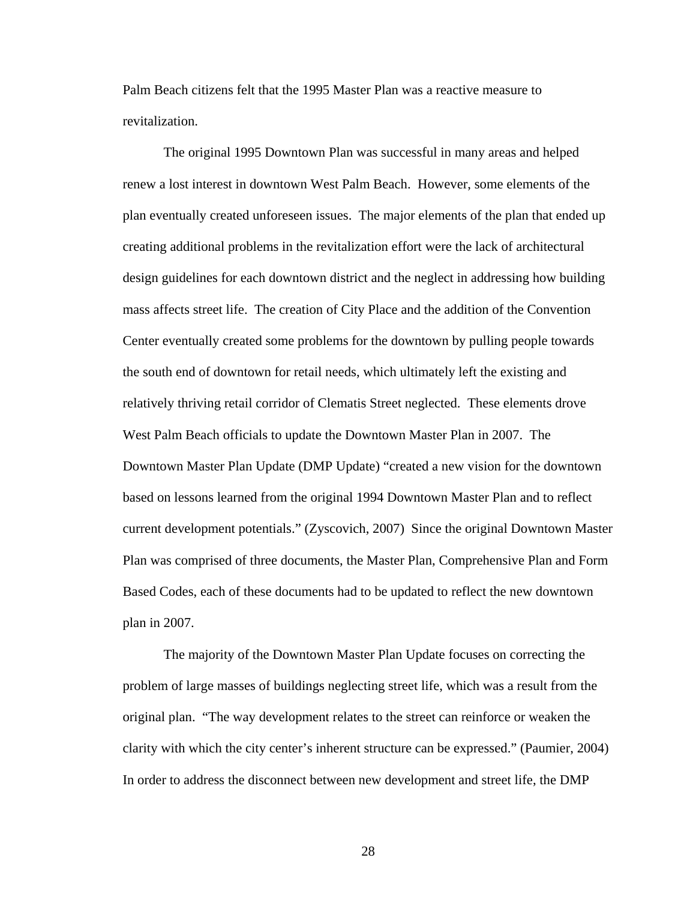Palm Beach citizens felt that the 1995 Master Plan was a reactive measure to revitalization.

The original 1995 Downtown Plan was successful in many areas and helped renew a lost interest in downtown West Palm Beach. However, some elements of the plan eventually created unforeseen issues. The major elements of the plan that ended up creating additional problems in the revitalization effort were the lack of architectural design guidelines for each downtown district and the neglect in addressing how building mass affects street life. The creation of City Place and the addition of the Convention Center eventually created some problems for the downtown by pulling people towards the south end of downtown for retail needs, which ultimately left the existing and relatively thriving retail corridor of Clematis Street neglected. These elements drove West Palm Beach officials to update the Downtown Master Plan in 2007. The Downtown Master Plan Update (DMP Update) "created a new vision for the downtown based on lessons learned from the original 1994 Downtown Master Plan and to reflect current development potentials." (Zyscovich, 2007) Since the original Downtown Master Plan was comprised of three documents, the Master Plan, Comprehensive Plan and Form Based Codes, each of these documents had to be updated to reflect the new downtown plan in 2007.

The majority of the Downtown Master Plan Update focuses on correcting the problem of large masses of buildings neglecting street life, which was a result from the original plan. "The way development relates to the street can reinforce or weaken the clarity with which the city center's inherent structure can be expressed." (Paumier, 2004) In order to address the disconnect between new development and street life, the DMP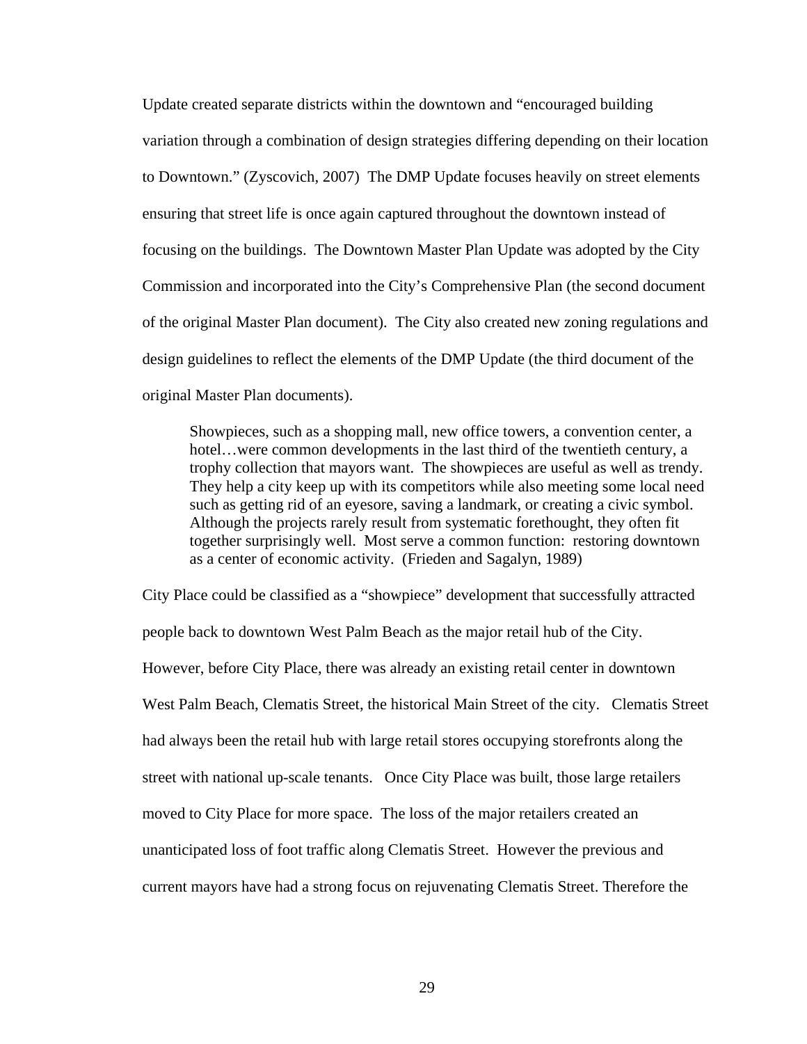Update created separate districts within the downtown and "encouraged building variation through a combination of design strategies differing depending on their location to Downtown." (Zyscovich, 2007) The DMP Update focuses heavily on street elements ensuring that street life is once again captured throughout the downtown instead of focusing on the buildings. The Downtown Master Plan Update was adopted by the City Commission and incorporated into the City's Comprehensive Plan (the second document of the original Master Plan document). The City also created new zoning regulations and design guidelines to reflect the elements of the DMP Update (the third document of the original Master Plan documents).

> Showpieces, such as a shopping mall, new office towers, a convention center, a hotel…were common developments in the last third of the twentieth century, a trophy collection that mayors want. The showpieces are useful as well as trendy. They help a city keep up with its competitors while also meeting some local need such as getting rid of an eyesore, saving a landmark, or creating a civic symbol. Although the projects rarely result from systematic forethought, they often fit together surprisingly well. Most serve a common function: restoring downtown as a center of economic activity. (Frieden and Sagalyn, 1989)

City Place could be classified as a "showpiece" development that successfully attracted people back to downtown West Palm Beach as the major retail hub of the City. However, before City Place, there was already an existing retail center in downtown West Palm Beach, Clematis Street, the historical Main Street of the city. Clematis Street had always been the retail hub with large retail stores occupying storefronts along the street with national up-scale tenants. Once City Place was built, those large retailers moved to City Place for more space. The loss of the major retailers created an unanticipated loss of foot traffic along Clematis Street. However the previous and current mayors have had a strong focus on rejuvenating Clematis Street. Therefore the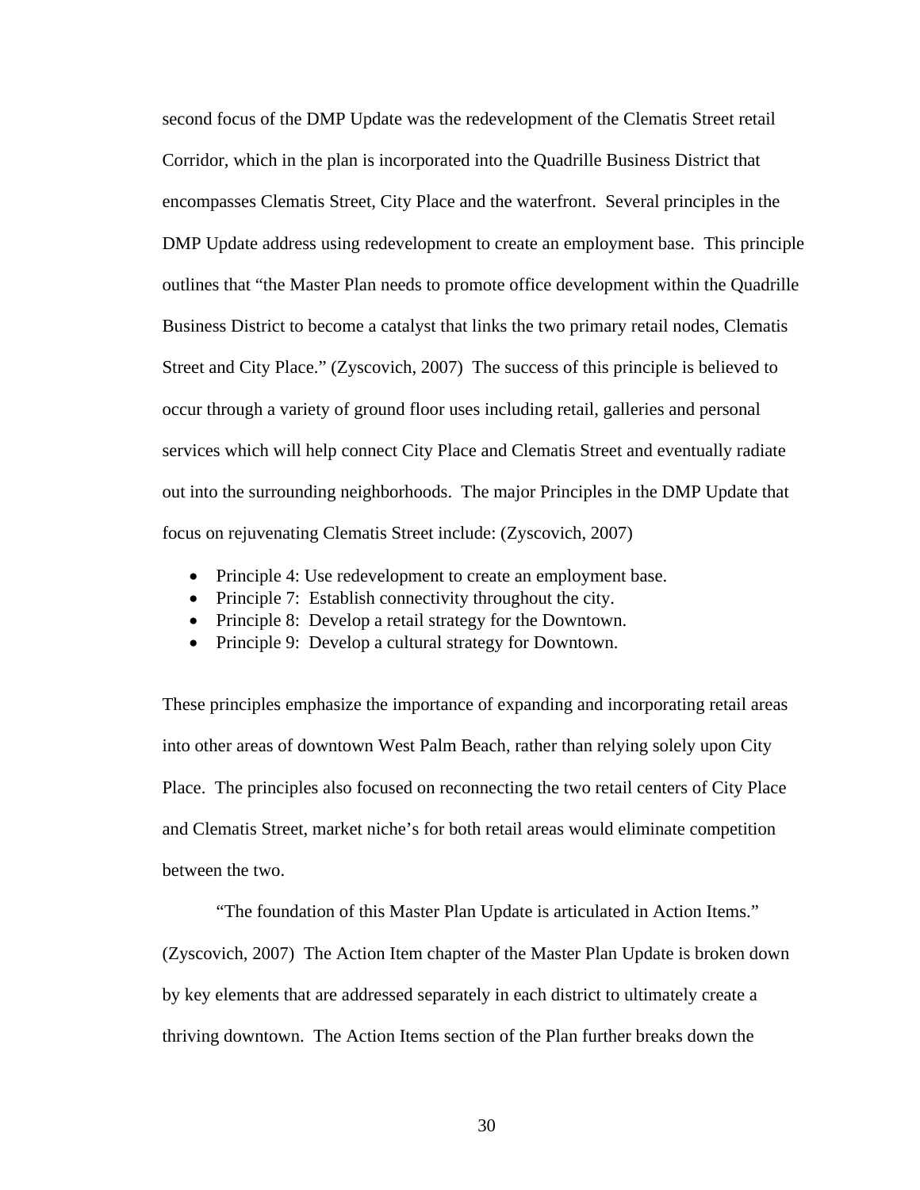second focus of the DMP Update was the redevelopment of the Clematis Street retail Corridor, which in the plan is incorporated into the Quadrille Business District that encompasses Clematis Street, City Place and the waterfront. Several principles in the DMP Update address using redevelopment to create an employment base. This principle outlines that "the Master Plan needs to promote office development within the Quadrille Business District to become a catalyst that links the two primary retail nodes, Clematis Street and City Place." (Zyscovich, 2007) The success of this principle is believed to occur through a variety of ground floor uses including retail, galleries and personal services which will help connect City Place and Clematis Street and eventually radiate out into the surrounding neighborhoods. The major Principles in the DMP Update that focus on rejuvenating Clematis Street include: (Zyscovich, 2007)

- Principle 4: Use redevelopment to create an employment base.
- Principle 7: Establish connectivity throughout the city.
- Principle 8: Develop a retail strategy for the Downtown.
- Principle 9: Develop a cultural strategy for Downtown.

These principles emphasize the importance of expanding and incorporating retail areas into other areas of downtown West Palm Beach, rather than relying solely upon City Place. The principles also focused on reconnecting the two retail centers of City Place and Clematis Street, market niche's for both retail areas would eliminate competition between the two.

"The foundation of this Master Plan Update is articulated in Action Items." (Zyscovich, 2007) The Action Item chapter of the Master Plan Update is broken down by key elements that are addressed separately in each district to ultimately create a thriving downtown. The Action Items section of the Plan further breaks down the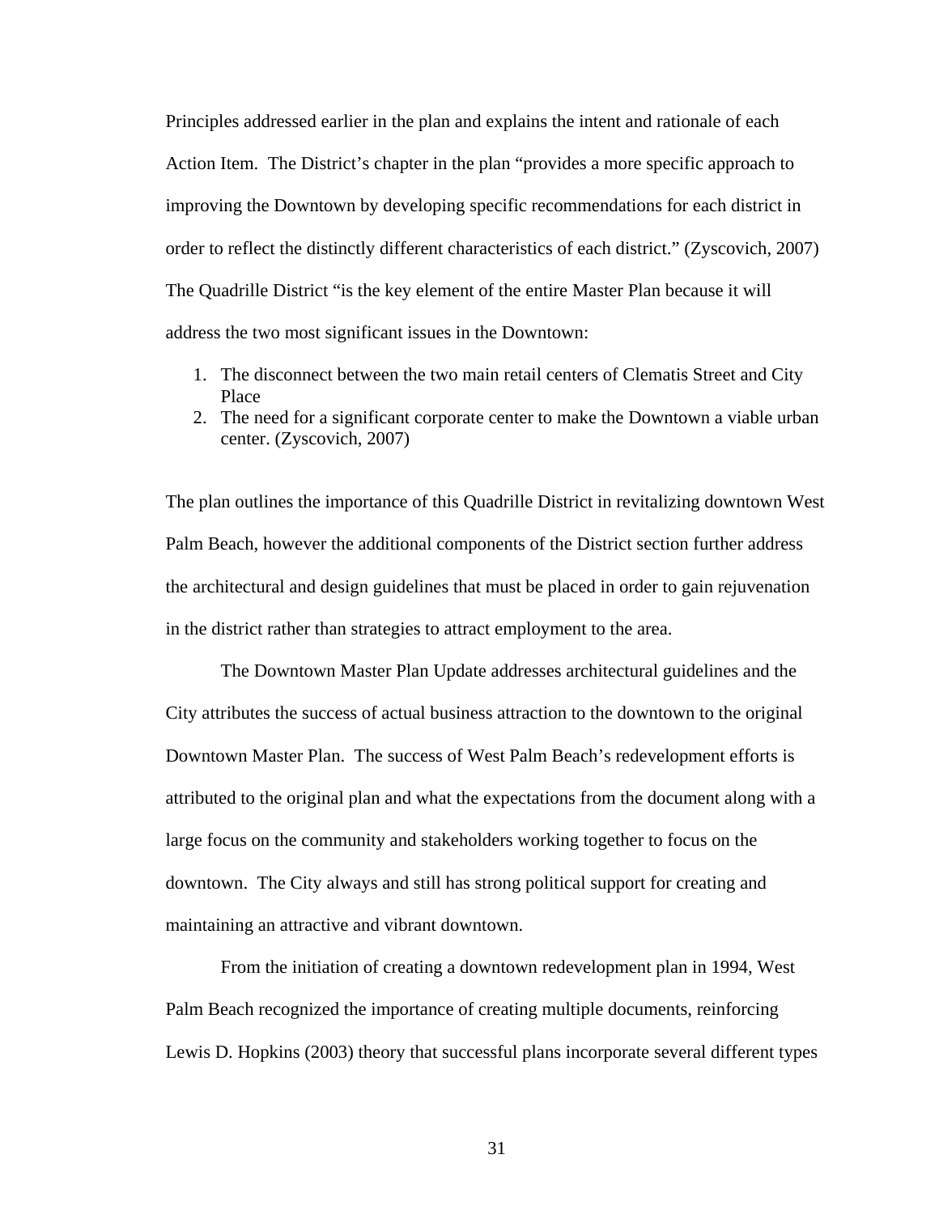Principles addressed earlier in the plan and explains the intent and rationale of each Action Item. The District's chapter in the plan "provides a more specific approach to improving the Downtown by developing specific recommendations for each district in order to reflect the distinctly different characteristics of each district." (Zyscovich, 2007) The Quadrille District "is the key element of the entire Master Plan because it will address the two most significant issues in the Downtown:

1. The disconnect between the two main retail centers of Clematis Street and City Place
2. The need for a significant corporate center to make the Downtown a viable urban center. (Zyscovich, 2007)

The plan outlines the importance of this Quadrille District in revitalizing downtown West Palm Beach, however the additional components of the District section further address the architectural and design guidelines that must be placed in order to gain rejuvenation in the district rather than strategies to attract employment to the area.

The Downtown Master Plan Update addresses architectural guidelines and the City attributes the success of actual business attraction to the downtown to the original Downtown Master Plan. The success of West Palm Beach's redevelopment efforts is attributed to the original plan and what the expectations from the document along with a large focus on the community and stakeholders working together to focus on the downtown. The City always and still has strong political support for creating and maintaining an attractive and vibrant downtown.

From the initiation of creating a downtown redevelopment plan in 1994, West Palm Beach recognized the importance of creating multiple documents, reinforcing Lewis D. Hopkins (2003) theory that successful plans incorporate several different types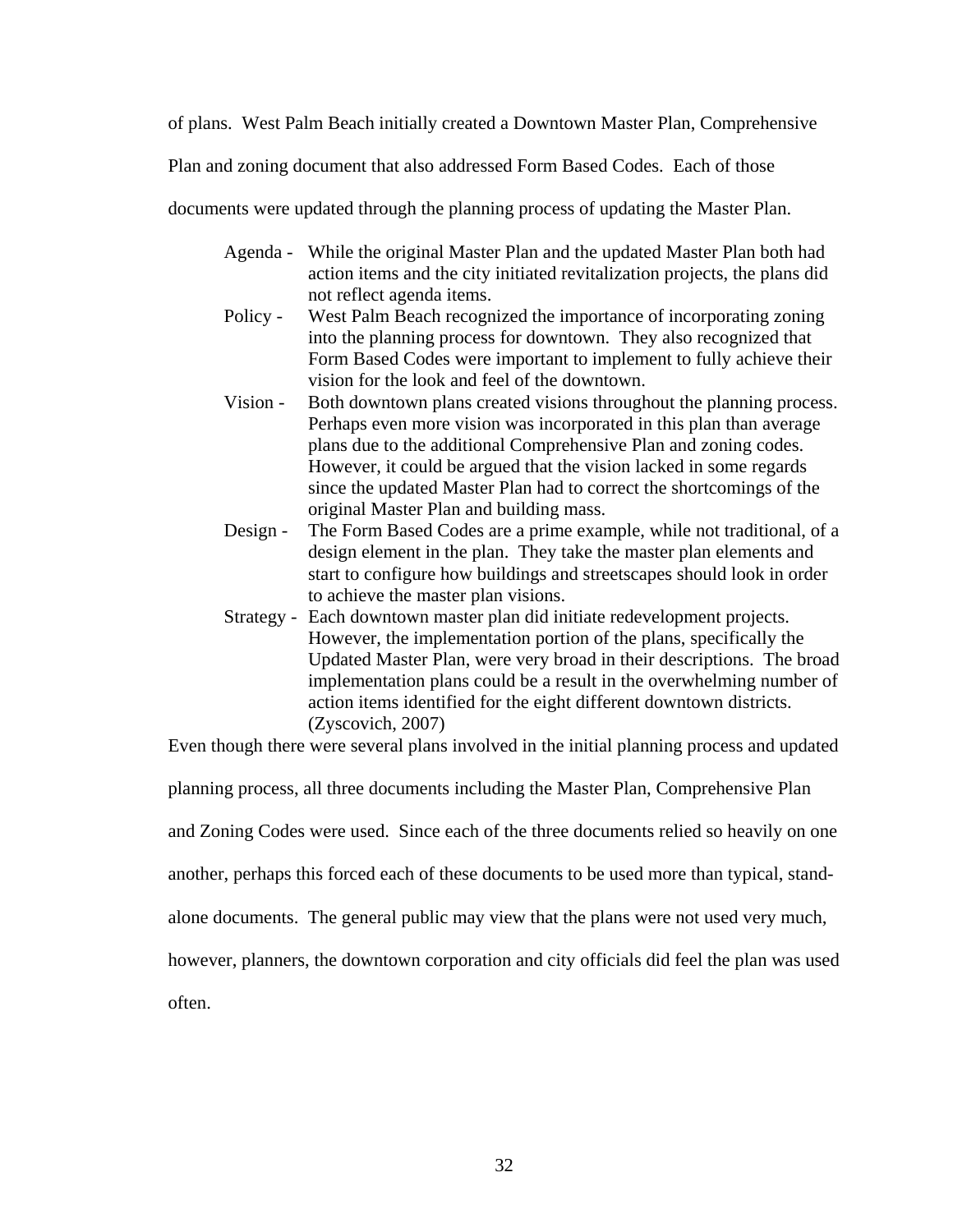of plans. West Palm Beach initially created a Downtown Master Plan, Comprehensive Plan and zoning document that also addressed Form Based Codes. Each of those documents were updated through the planning process of updating the Master Plan.

> Agenda - While the original Master Plan and the updated Master Plan both had action items and the city initiated revitalization projects, the plans did not reflect agenda items.
>
> Policy - West Palm Beach recognized the importance of incorporating zoning into the planning process for downtown. They also recognized that Form Based Codes were important to implement to fully achieve their vision for the look and feel of the downtown.
>
> Vision - Both downtown plans created visions throughout the planning process. Perhaps even more vision was incorporated in this plan than average plans due to the additional Comprehensive Plan and zoning codes. However, it could be argued that the vision lacked in some regards since the updated Master Plan had to correct the shortcomings of the original Master Plan and building mass.
>
> Design - The Form Based Codes are a prime example, while not traditional, of a design element in the plan. They take the master plan elements and start to configure how buildings and streetscapes should look in order to achieve the master plan visions.
>
> Strategy - Each downtown master plan did initiate redevelopment projects. However, the implementation portion of the plans, specifically the Updated Master Plan, were very broad in their descriptions. The broad implementation plans could be a result in the overwhelming number of action items identified for the eight different downtown districts. (Zyscovich, 2007)

Even though there were several plans involved in the initial planning process and updated planning process, all three documents including the Master Plan, Comprehensive Plan and Zoning Codes were used. Since each of the three documents relied so heavily on one another, perhaps this forced each of these documents to be used more than typical, stand-alone documents. The general public may view that the plans were not used very much, however, planners, the downtown corporation and city officials did feel the plan was used often.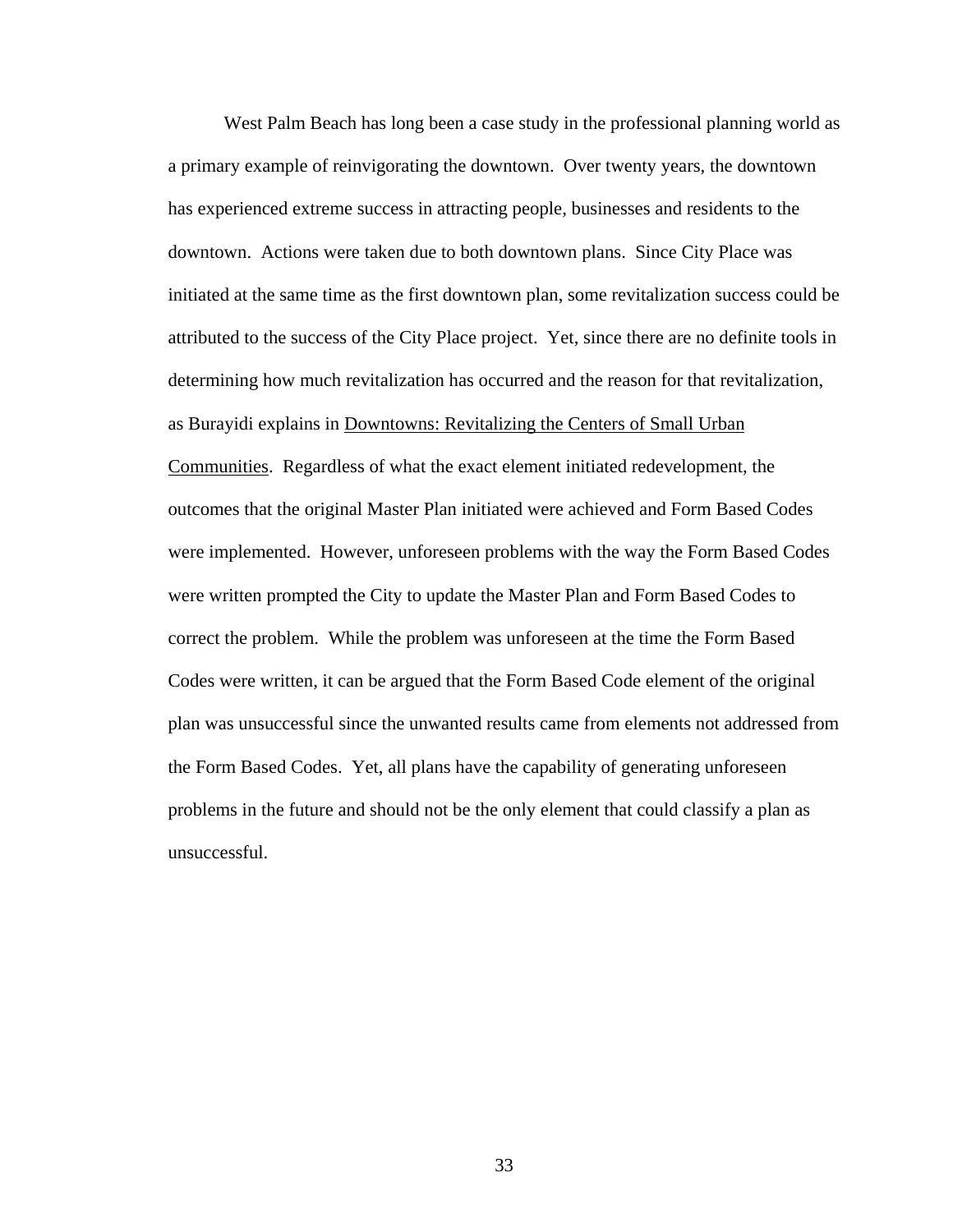West Palm Beach has long been a case study in the professional planning world as a primary example of reinvigorating the downtown. Over twenty years, the downtown has experienced extreme success in attracting people, businesses and residents to the downtown. Actions were taken due to both downtown plans. Since City Place was initiated at the same time as the first downtown plan, some revitalization success could be attributed to the success of the City Place project. Yet, since there are no definite tools in determining how much revitalization has occurred and the reason for that revitalization, as Burayidi explains in <u>Downtowns: Revitalizing the Centers of Small Urban Communities</u>. Regardless of what the exact element initiated redevelopment, the outcomes that the original Master Plan initiated were achieved and Form Based Codes were implemented. However, unforeseen problems with the way the Form Based Codes were written prompted the City to update the Master Plan and Form Based Codes to correct the problem. While the problem was unforeseen at the time the Form Based Codes were written, it can be argued that the Form Based Code element of the original plan was unsuccessful since the unwanted results came from elements not addressed from the Form Based Codes. Yet, all plans have the capability of generating unforeseen problems in the future and should not be the only element that could classify a plan as unsuccessful.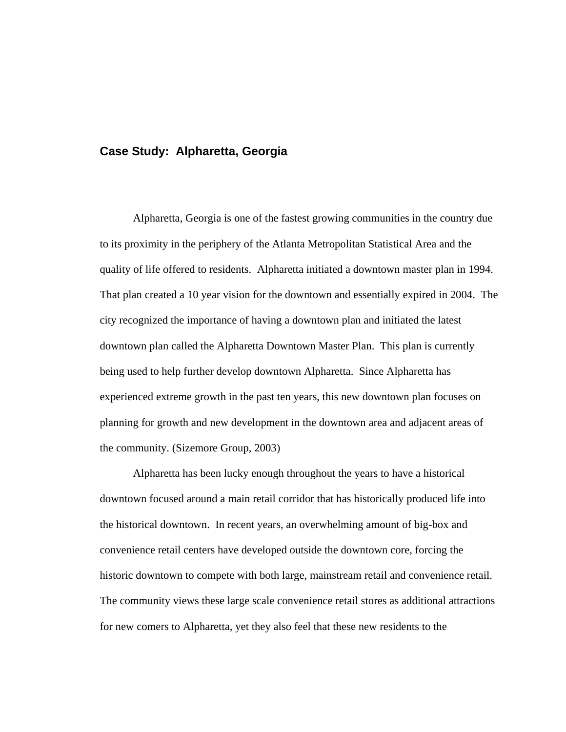## Case Study: Alpharetta, Georgia

Alpharetta, Georgia is one of the fastest growing communities in the country due to its proximity in the periphery of the Atlanta Metropolitan Statistical Area and the quality of life offered to residents. Alpharetta initiated a downtown master plan in 1994. That plan created a 10 year vision for the downtown and essentially expired in 2004. The city recognized the importance of having a downtown plan and initiated the latest downtown plan called the Alpharetta Downtown Master Plan. This plan is currently being used to help further develop downtown Alpharetta. Since Alpharetta has experienced extreme growth in the past ten years, this new downtown plan focuses on planning for growth and new development in the downtown area and adjacent areas of the community. (Sizemore Group, 2003)

Alpharetta has been lucky enough throughout the years to have a historical downtown focused around a main retail corridor that has historically produced life into the historical downtown. In recent years, an overwhelming amount of big-box and convenience retail centers have developed outside the downtown core, forcing the historic downtown to compete with both large, mainstream retail and convenience retail. The community views these large scale convenience retail stores as additional attractions for new comers to Alpharetta, yet they also feel that these new residents to the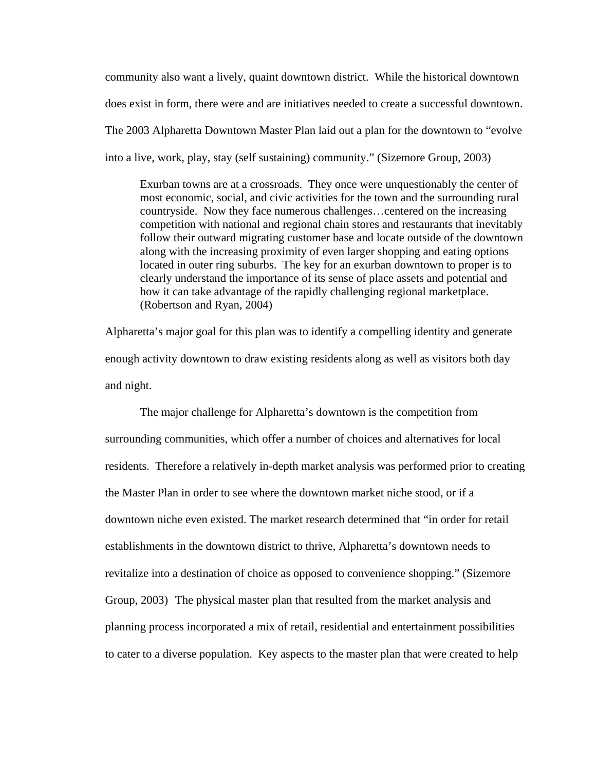community also want a lively, quaint downtown district. While the historical downtown does exist in form, there were and are initiatives needed to create a successful downtown. The 2003 Alpharetta Downtown Master Plan laid out a plan for the downtown to "evolve into a live, work, play, stay (self sustaining) community." (Sizemore Group, 2003)

> Exurban towns are at a crossroads. They once were unquestionably the center of most economic, social, and civic activities for the town and the surrounding rural countryside. Now they face numerous challenges…centered on the increasing competition with national and regional chain stores and restaurants that inevitably follow their outward migrating customer base and locate outside of the downtown along with the increasing proximity of even larger shopping and eating options located in outer ring suburbs. The key for an exurban downtown to proper is to clearly understand the importance of its sense of place assets and potential and how it can take advantage of the rapidly challenging regional marketplace. (Robertson and Ryan, 2004)

Alpharetta's major goal for this plan was to identify a compelling identity and generate enough activity downtown to draw existing residents along as well as visitors both day and night.

The major challenge for Alpharetta's downtown is the competition from surrounding communities, which offer a number of choices and alternatives for local residents. Therefore a relatively in-depth market analysis was performed prior to creating the Master Plan in order to see where the downtown market niche stood, or if a downtown niche even existed. The market research determined that "in order for retail establishments in the downtown district to thrive, Alpharetta's downtown needs to revitalize into a destination of choice as opposed to convenience shopping." (Sizemore Group, 2003) The physical master plan that resulted from the market analysis and planning process incorporated a mix of retail, residential and entertainment possibilities to cater to a diverse population. Key aspects to the master plan that were created to help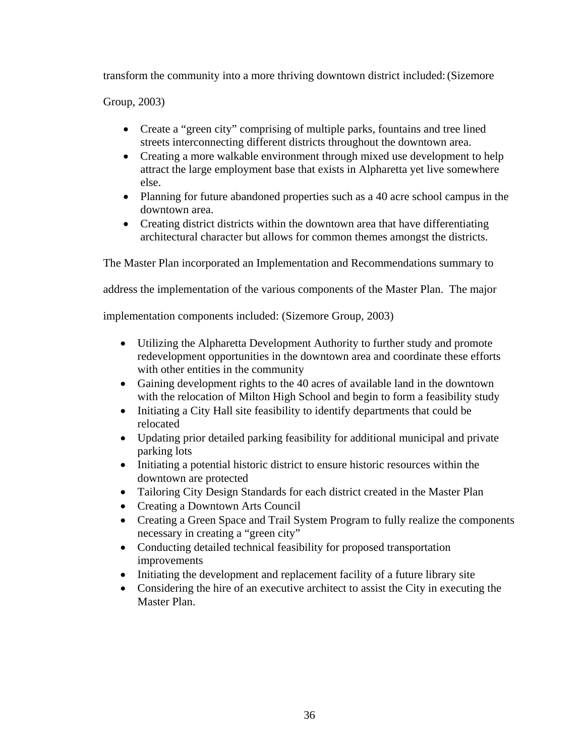transform the community into a more thriving downtown district included: (Sizemore Group, 2003)

- Create a "green city" comprising of multiple parks, fountains and tree lined streets interconnecting different districts throughout the downtown area.
- Creating a more walkable environment through mixed use development to help attract the large employment base that exists in Alpharetta yet live somewhere else.
- Planning for future abandoned properties such as a 40 acre school campus in the downtown area.
- Creating district districts within the downtown area that have differentiating architectural character but allows for common themes amongst the districts.

The Master Plan incorporated an Implementation and Recommendations summary to address the implementation of the various components of the Master Plan. The major implementation components included: (Sizemore Group, 2003)

- Utilizing the Alpharetta Development Authority to further study and promote redevelopment opportunities in the downtown area and coordinate these efforts with other entities in the community
- Gaining development rights to the 40 acres of available land in the downtown with the relocation of Milton High School and begin to form a feasibility study
- Initiating a City Hall site feasibility to identify departments that could be relocated
- Updating prior detailed parking feasibility for additional municipal and private parking lots
- Initiating a potential historic district to ensure historic resources within the downtown are protected
- Tailoring City Design Standards for each district created in the Master Plan
- Creating a Downtown Arts Council
- Creating a Green Space and Trail System Program to fully realize the components necessary in creating a "green city"
- Conducting detailed technical feasibility for proposed transportation improvements
- Initiating the development and replacement facility of a future library site
- Considering the hire of an executive architect to assist the City in executing the Master Plan.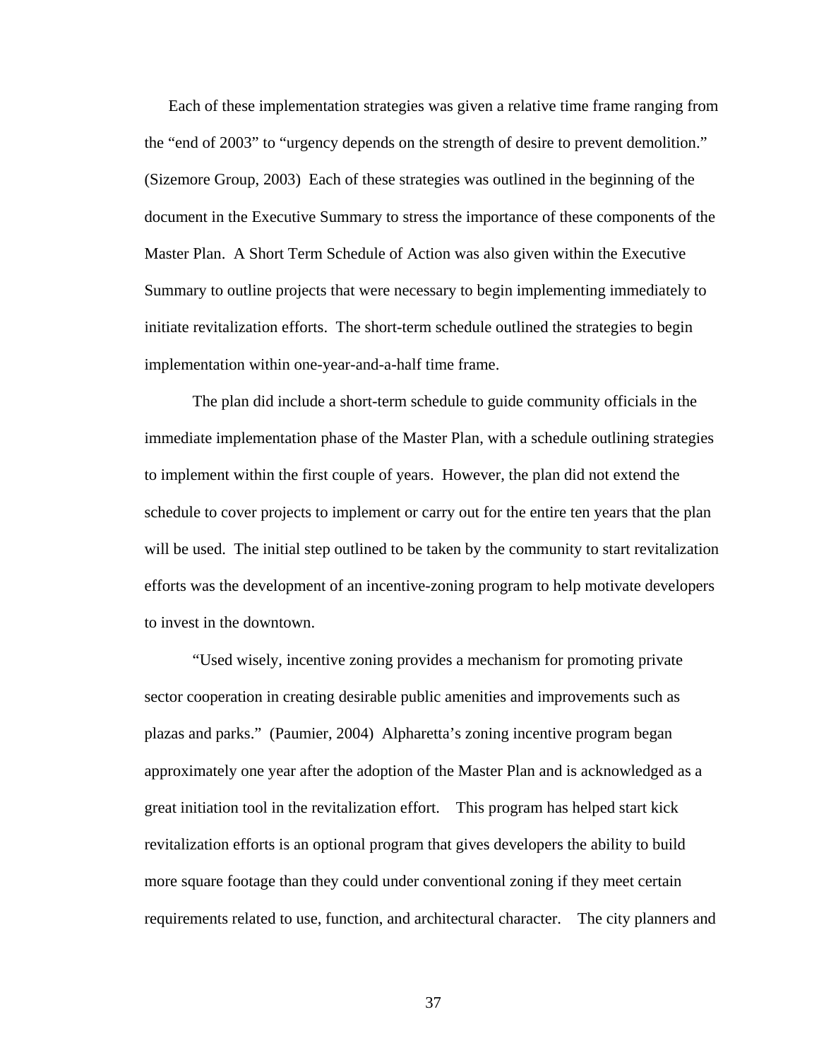Each of these implementation strategies was given a relative time frame ranging from the "end of 2003" to "urgency depends on the strength of desire to prevent demolition." (Sizemore Group, 2003) Each of these strategies was outlined in the beginning of the document in the Executive Summary to stress the importance of these components of the Master Plan. A Short Term Schedule of Action was also given within the Executive Summary to outline projects that were necessary to begin implementing immediately to initiate revitalization efforts. The short-term schedule outlined the strategies to begin implementation within one-year-and-a-half time frame.

The plan did include a short-term schedule to guide community officials in the immediate implementation phase of the Master Plan, with a schedule outlining strategies to implement within the first couple of years. However, the plan did not extend the schedule to cover projects to implement or carry out for the entire ten years that the plan will be used. The initial step outlined to be taken by the community to start revitalization efforts was the development of an incentive-zoning program to help motivate developers to invest in the downtown.

"Used wisely, incentive zoning provides a mechanism for promoting private sector cooperation in creating desirable public amenities and improvements such as plazas and parks." (Paumier, 2004) Alpharetta's zoning incentive program began approximately one year after the adoption of the Master Plan and is acknowledged as a great initiation tool in the revitalization effort. This program has helped start kick revitalization efforts is an optional program that gives developers the ability to build more square footage than they could under conventional zoning if they meet certain requirements related to use, function, and architectural character. The city planners and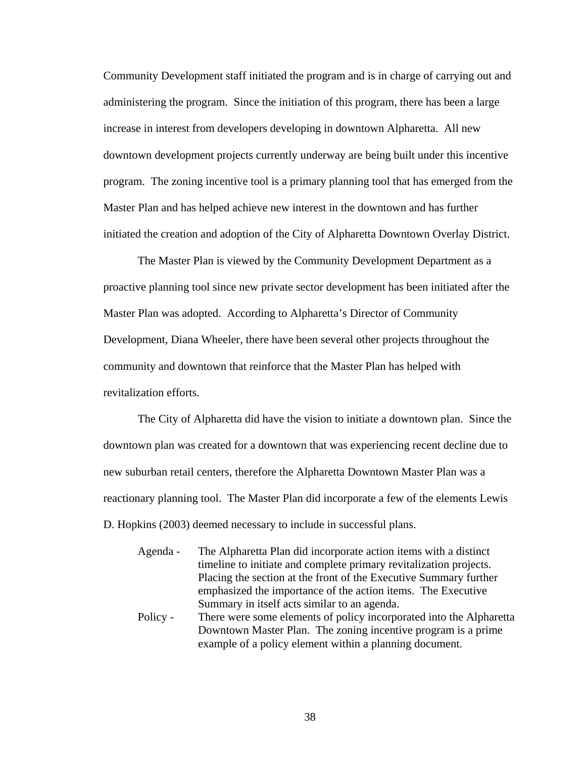Community Development staff initiated the program and is in charge of carrying out and administering the program. Since the initiation of this program, there has been a large increase in interest from developers developing in downtown Alpharetta. All new downtown development projects currently underway are being built under this incentive program. The zoning incentive tool is a primary planning tool that has emerged from the Master Plan and has helped achieve new interest in the downtown and has further initiated the creation and adoption of the City of Alpharetta Downtown Overlay District.

The Master Plan is viewed by the Community Development Department as a proactive planning tool since new private sector development has been initiated after the Master Plan was adopted. According to Alpharetta's Director of Community Development, Diana Wheeler, there have been several other projects throughout the community and downtown that reinforce that the Master Plan has helped with revitalization efforts.

The City of Alpharetta did have the vision to initiate a downtown plan. Since the downtown plan was created for a downtown that was experiencing recent decline due to new suburban retail centers, therefore the Alpharetta Downtown Master Plan was a reactionary planning tool. The Master Plan did incorporate a few of the elements Lewis D. Hopkins (2003) deemed necessary to include in successful plans.

Agenda - The Alpharetta Plan did incorporate action items with a distinct timeline to initiate and complete primary revitalization projects. Placing the section at the front of the Executive Summary further emphasized the importance of the action items. The Executive Summary in itself acts similar to an agenda.

Policy - There were some elements of policy incorporated into the Alpharetta Downtown Master Plan. The zoning incentive program is a prime example of a policy element within a planning document.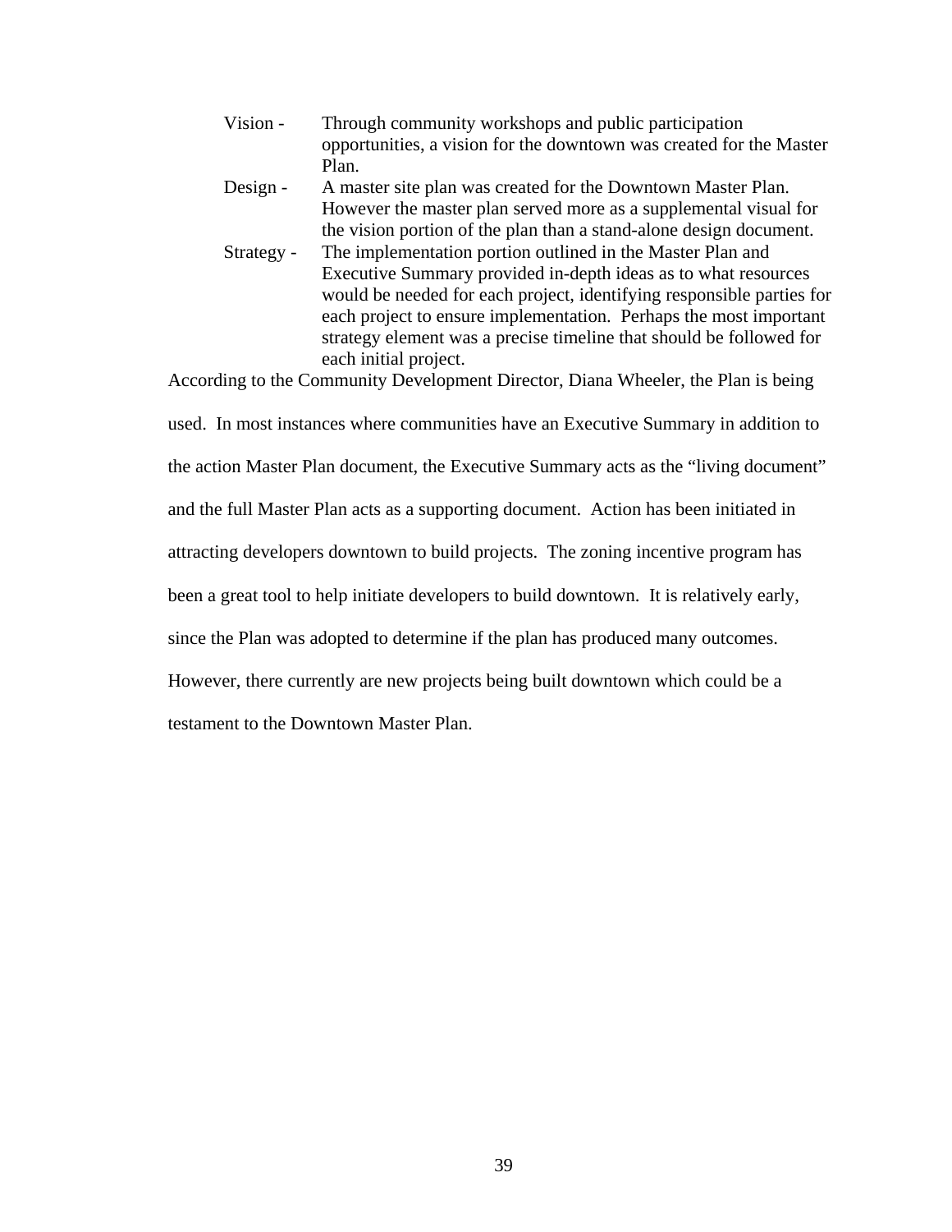Vision - Through community workshops and public participation opportunities, a vision for the downtown was created for the Master Plan.

Design - A master site plan was created for the Downtown Master Plan. However the master plan served more as a supplemental visual for the vision portion of the plan than a stand-alone design document.

Strategy - The implementation portion outlined in the Master Plan and Executive Summary provided in-depth ideas as to what resources would be needed for each project, identifying responsible parties for each project to ensure implementation. Perhaps the most important strategy element was a precise timeline that should be followed for each initial project.

According to the Community Development Director, Diana Wheeler, the Plan is being used. In most instances where communities have an Executive Summary in addition to the action Master Plan document, the Executive Summary acts as the "living document" and the full Master Plan acts as a supporting document. Action has been initiated in attracting developers downtown to build projects. The zoning incentive program has been a great tool to help initiate developers to build downtown. It is relatively early, since the Plan was adopted to determine if the plan has produced many outcomes. However, there currently are new projects being built downtown which could be a testament to the Downtown Master Plan.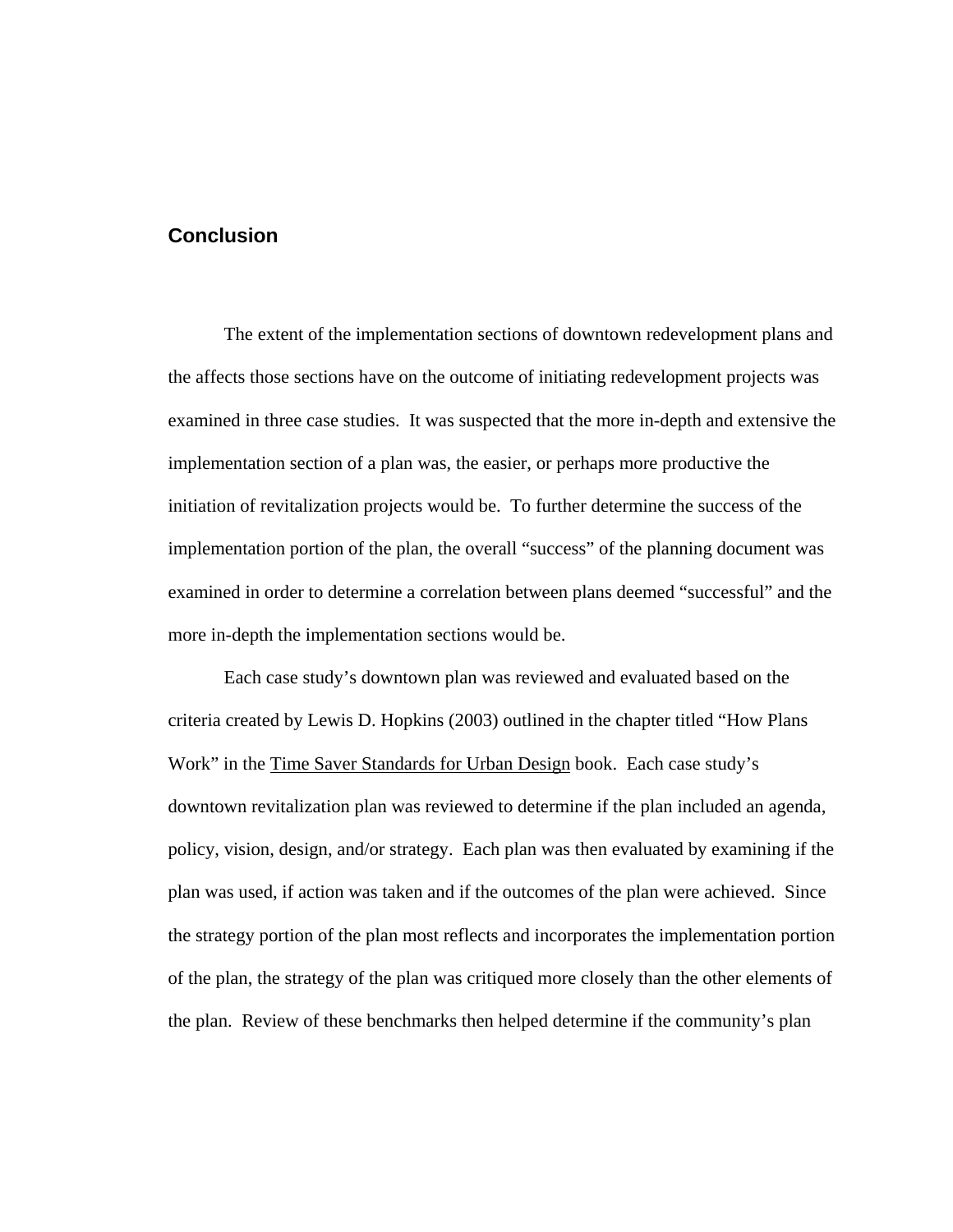## Conclusion

The extent of the implementation sections of downtown redevelopment plans and the affects those sections have on the outcome of initiating redevelopment projects was examined in three case studies. It was suspected that the more in-depth and extensive the implementation section of a plan was, the easier, or perhaps more productive the initiation of revitalization projects would be. To further determine the success of the implementation portion of the plan, the overall "success" of the planning document was examined in order to determine a correlation between plans deemed "successful" and the more in-depth the implementation sections would be.

Each case study's downtown plan was reviewed and evaluated based on the criteria created by Lewis D. Hopkins (2003) outlined in the chapter titled "How Plans Work" in the Time Saver Standards for Urban Design book. Each case study's downtown revitalization plan was reviewed to determine if the plan included an agenda, policy, vision, design, and/or strategy. Each plan was then evaluated by examining if the plan was used, if action was taken and if the outcomes of the plan were achieved. Since the strategy portion of the plan most reflects and incorporates the implementation portion of the plan, the strategy of the plan was critiqued more closely than the other elements of the plan. Review of these benchmarks then helped determine if the community's plan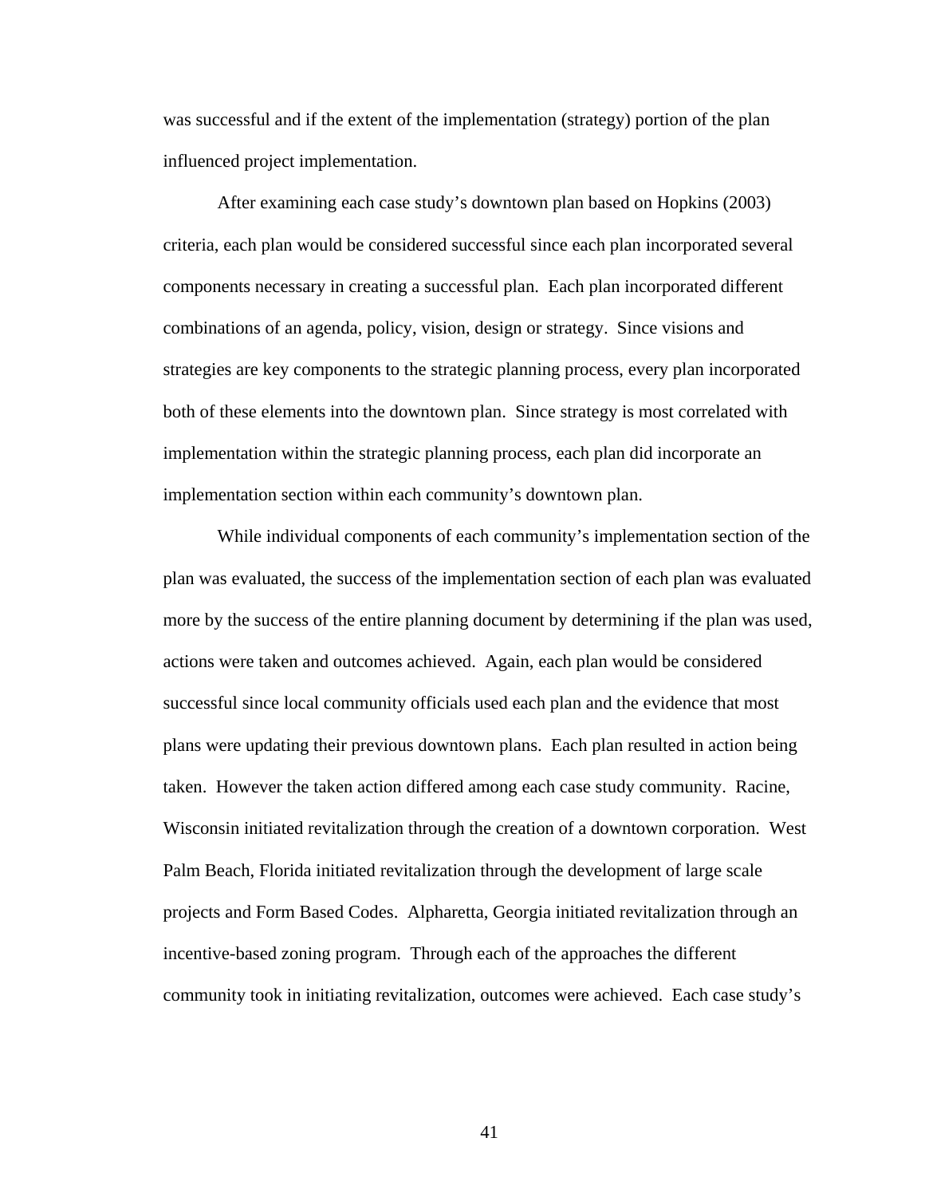was successful and if the extent of the implementation (strategy) portion of the plan influenced project implementation.

After examining each case study's downtown plan based on Hopkins (2003) criteria, each plan would be considered successful since each plan incorporated several components necessary in creating a successful plan. Each plan incorporated different combinations of an agenda, policy, vision, design or strategy. Since visions and strategies are key components to the strategic planning process, every plan incorporated both of these elements into the downtown plan. Since strategy is most correlated with implementation within the strategic planning process, each plan did incorporate an implementation section within each community's downtown plan.

While individual components of each community's implementation section of the plan was evaluated, the success of the implementation section of each plan was evaluated more by the success of the entire planning document by determining if the plan was used, actions were taken and outcomes achieved. Again, each plan would be considered successful since local community officials used each plan and the evidence that most plans were updating their previous downtown plans. Each plan resulted in action being taken. However the taken action differed among each case study community. Racine, Wisconsin initiated revitalization through the creation of a downtown corporation. West Palm Beach, Florida initiated revitalization through the development of large scale projects and Form Based Codes. Alpharetta, Georgia initiated revitalization through an incentive-based zoning program. Through each of the approaches the different community took in initiating revitalization, outcomes were achieved. Each case study's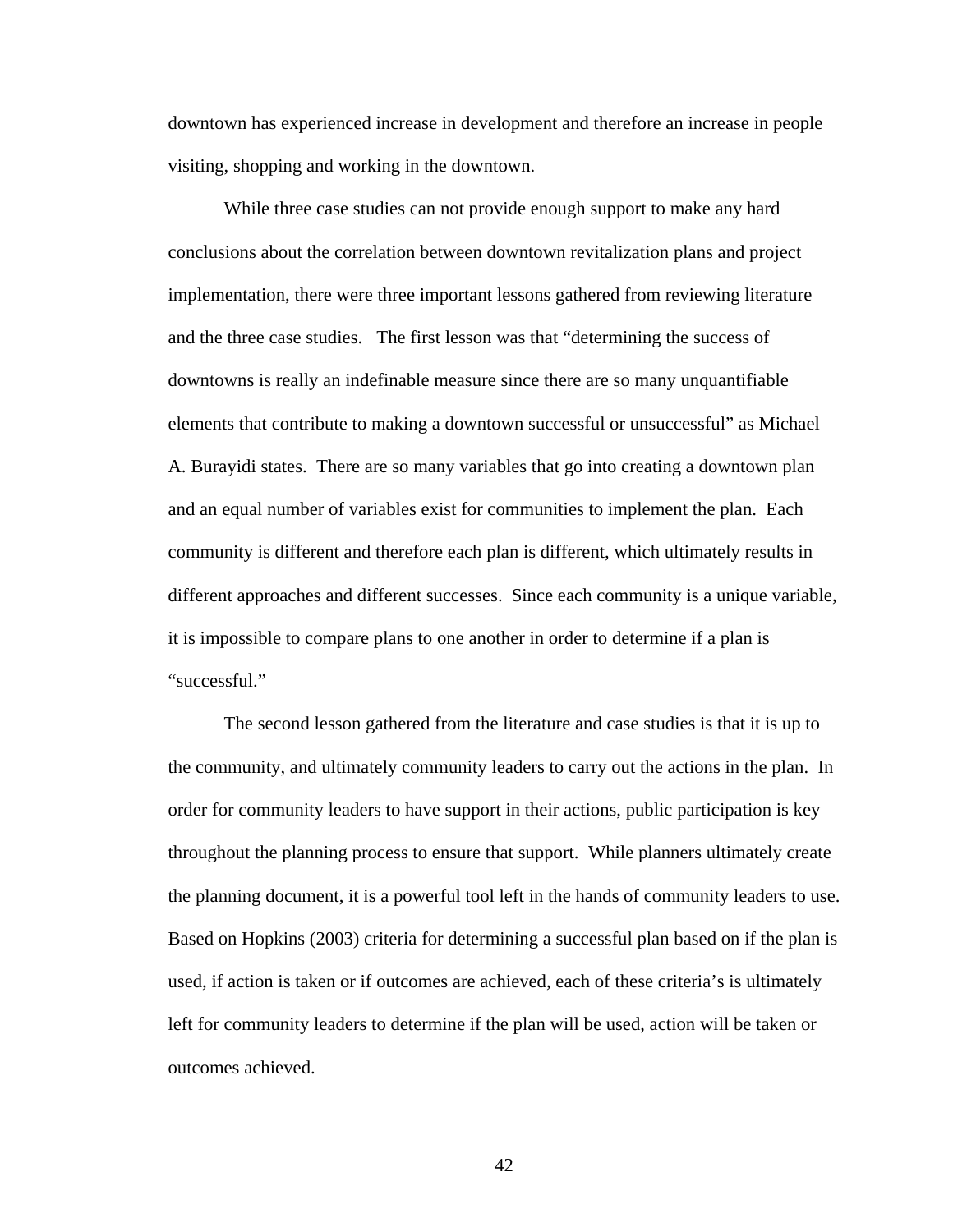downtown has experienced increase in development and therefore an increase in people visiting, shopping and working in the downtown.

While three case studies can not provide enough support to make any hard conclusions about the correlation between downtown revitalization plans and project implementation, there were three important lessons gathered from reviewing literature and the three case studies. The first lesson was that "determining the success of downtowns is really an indefinable measure since there are so many unquantifiable elements that contribute to making a downtown successful or unsuccessful" as Michael A. Burayidi states. There are so many variables that go into creating a downtown plan and an equal number of variables exist for communities to implement the plan. Each community is different and therefore each plan is different, which ultimately results in different approaches and different successes. Since each community is a unique variable, it is impossible to compare plans to one another in order to determine if a plan is "successful."

The second lesson gathered from the literature and case studies is that it is up to the community, and ultimately community leaders to carry out the actions in the plan. In order for community leaders to have support in their actions, public participation is key throughout the planning process to ensure that support. While planners ultimately create the planning document, it is a powerful tool left in the hands of community leaders to use. Based on Hopkins (2003) criteria for determining a successful plan based on if the plan is used, if action is taken or if outcomes are achieved, each of these criteria's is ultimately left for community leaders to determine if the plan will be used, action will be taken or outcomes achieved.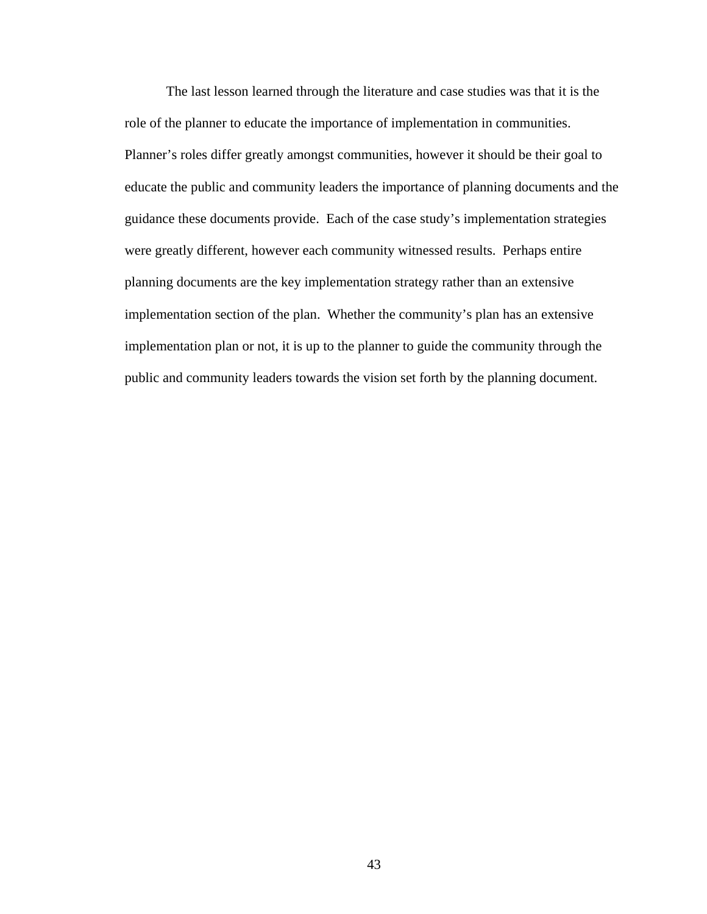The last lesson learned through the literature and case studies was that it is the role of the planner to educate the importance of implementation in communities. Planner's roles differ greatly amongst communities, however it should be their goal to educate the public and community leaders the importance of planning documents and the guidance these documents provide. Each of the case study's implementation strategies were greatly different, however each community witnessed results. Perhaps entire planning documents are the key implementation strategy rather than an extensive implementation section of the plan. Whether the community's plan has an extensive implementation plan or not, it is up to the planner to guide the community through the public and community leaders towards the vision set forth by the planning document.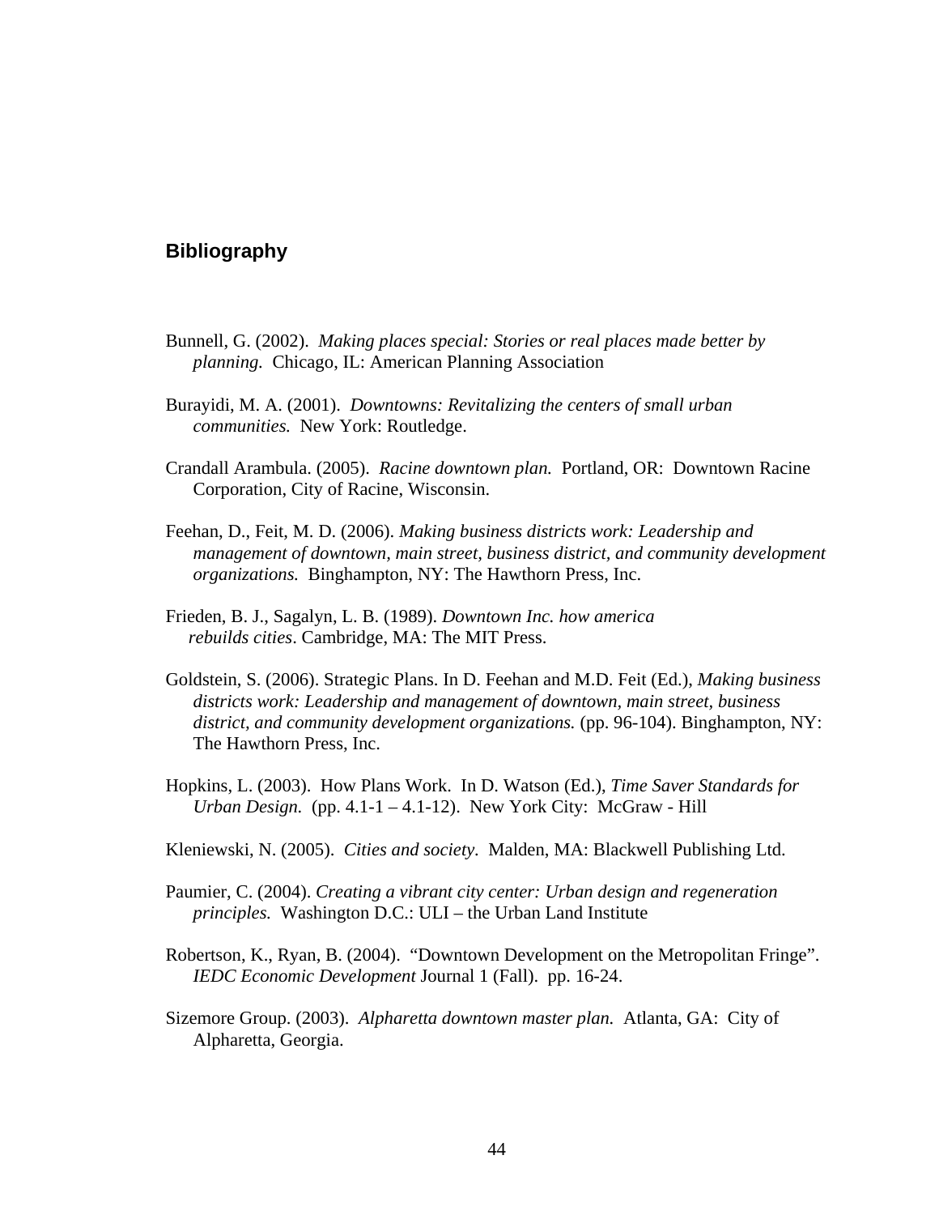## Bibliography

Bunnell, G. (2002). *Making places special: Stories or real places made better by planning.* Chicago, IL: American Planning Association

Burayidi, M. A. (2001). *Downtowns: Revitalizing the centers of small urban communities.* New York: Routledge.

Crandall Arambula. (2005). *Racine downtown plan.* Portland, OR: Downtown Racine Corporation, City of Racine, Wisconsin.

Feehan, D., Feit, M. D. (2006). *Making business districts work: Leadership and management of downtown, main street, business district, and community development organizations.* Binghampton, NY: The Hawthorn Press, Inc.

Frieden, B. J., Sagalyn, L. B. (1989). *Downtown Inc. how america rebuilds cities*. Cambridge, MA: The MIT Press.

Goldstein, S. (2006). Strategic Plans. In D. Feehan and M.D. Feit (Ed.), *Making business districts work: Leadership and management of downtown, main street, business district, and community development organizations.* (pp. 96-104). Binghampton, NY: The Hawthorn Press, Inc.

Hopkins, L. (2003). How Plans Work. In D. Watson (Ed.), *Time Saver Standards for Urban Design.* (pp. 4.1-1 – 4.1-12). New York City: McGraw - Hill

Kleniewski, N. (2005). *Cities and society.* Malden, MA: Blackwell Publishing Ltd.

Paumier, C. (2004). *Creating a vibrant city center: Urban design and regeneration principles.* Washington D.C.: ULI – the Urban Land Institute

Robertson, K., Ryan, B. (2004). "Downtown Development on the Metropolitan Fringe". *IEDC Economic Development* Journal 1 (Fall). pp. 16-24.

Sizemore Group. (2003). *Alpharetta downtown master plan.* Atlanta, GA: City of Alpharetta, Georgia.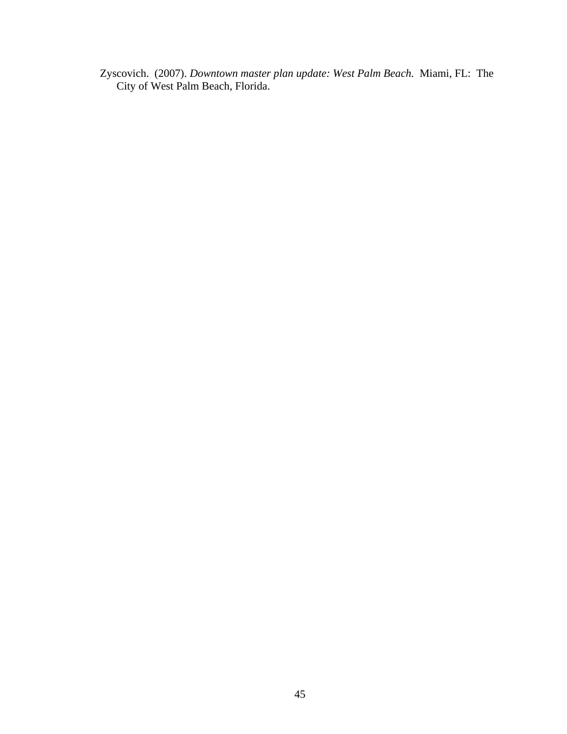Zyscovich. (2007). *Downtown master plan update: West Palm Beach.* Miami, FL: The City of West Palm Beach, Florida.